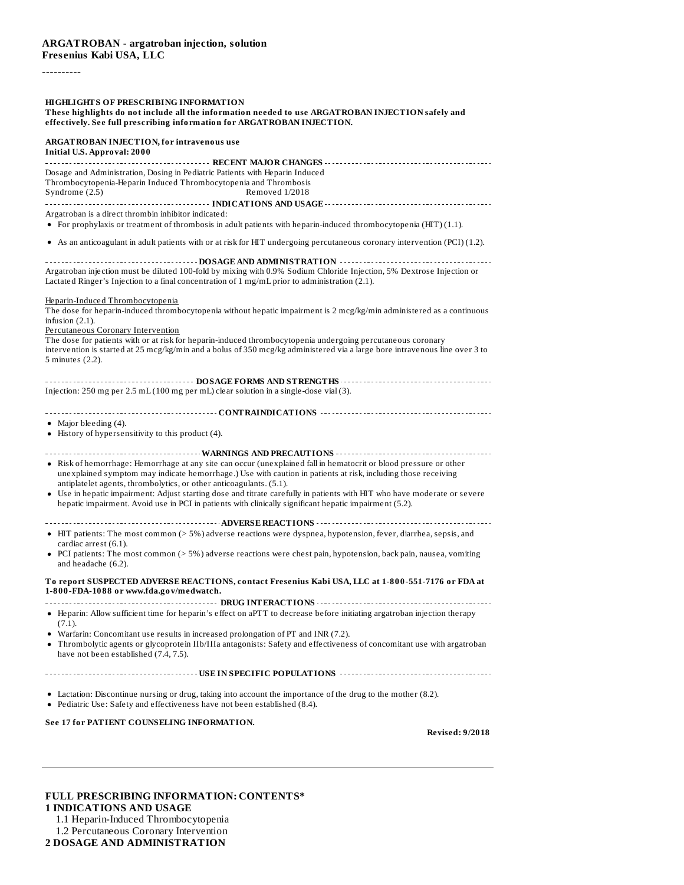# ARGATROBAN - argatroban injection, solution
**Fresenius Kabi USA, LLC**

----------

**HIGHLIGHTS OF PRESCRIBING INFORMATION**
**These highlights do not include all the information needed to use ARGATROBAN INJECTION safely and effectively. See full prescribing information for ARGATROBAN INJECTION.**

**ARGATROBAN INJECTION, for intravenous use**
**Initial U.S. Approval: 2000**

**RECENT MAJOR CHANGES**

Dosage and Administration, Dosing in Pediatric Patients with Heparin Induced Thrombocytopenia-Heparin Induced Thrombocytopenia and Thrombosis Syndrome (2.5) Removed 1/2018

**INDICATIONS AND USAGE**

Argatroban is a direct thrombin inhibitor indicated:

- For prophylaxis or treatment of thrombosis in adult patients with heparin-induced thrombocytopenia (HIT) (1.1).
- As an anticoagulant in adult patients with or at risk for HIT undergoing percutaneous coronary intervention (PCI) (1.2).

**DOSAGE AND ADMINISTRATION**

Argatroban injection must be diluted 100-fold by mixing with 0.9% Sodium Chloride Injection, 5% Dextrose Injection or Lactated Ringer's Injection to a final concentration of 1 mg/mL prior to administration (2.1).

Heparin-Induced Thrombocytopenia

The dose for heparin-induced thrombocytopenia without hepatic impairment is 2 mcg/kg/min administered as a continuous infusion (2.1).

Percutaneous Coronary Intervention

The dose for patients with or at risk for heparin-induced thrombocytopenia undergoing percutaneous coronary intervention is started at 25 mcg/kg/min and a bolus of 350 mcg/kg administered via a large bore intravenous line over 3 to 5 minutes (2.2).

**DOSAGE FORMS AND STRENGTHS**

Injection: 250 mg per 2.5 mL (100 mg per mL) clear solution in a single-dose vial (3).

**CONTRAINDICATIONS**

- Major bleeding (4).
- History of hypersensitivity to this product (4).

**WARNINGS AND PRECAUTIONS**

- Risk of hemorrhage: Hemorrhage at any site can occur (unexplained fall in hematocrit or blood pressure or other unexplained symptom may indicate hemorrhage.) Use with caution in patients at risk, including those receiving antiplatelet agents, thrombolytics, or other anticoagulants. (5.1).
- Use in hepatic impairment: Adjust starting dose and titrate carefully in patients with HIT who have moderate or severe hepatic impairment. Avoid use in PCI in patients with clinically significant hepatic impairment (5.2).

**ADVERSE REACTIONS**

- HIT patients: The most common (> 5%) adverse reactions were dyspnea, hypotension, fever, diarrhea, sepsis, and cardiac arrest (6.1).
- PCI patients: The most common (> 5%) adverse reactions were chest pain, hypotension, back pain, nausea, vomiting and headache (6.2).

**To report SUSPECTED ADVERSE REACTIONS, contact Fresenius Kabi USA, LLC at 1-800-551-7176 or FDA at 1-800-FDA-1088 or www.fda.gov/medwatch.**

**DRUG INTERACTIONS**

- Heparin: Allow sufficient time for heparin's effect on aPTT to decrease before initiating argatroban injection therapy (7.1).
- Warfarin: Concomitant use results in increased prolongation of PT and INR (7.2).
- Thrombolytic agents or glycoprotein IIb/IIIa antagonists: Safety and effectiveness of concomitant use with argatroban have not been established (7.4, 7.5).

**USE IN SPECIFIC POPULATIONS**

- Lactation: Discontinue nursing or drug, taking into account the importance of the drug to the mother (8.2).
- Pediatric Use: Safety and effectiveness have not been established (8.4).

**See 17 for PATIENT COUNSELING INFORMATION.**

**Revised: 9/2018**

---

## FULL PRESCRIBING INFORMATION: CONTENTS*

**1 INDICATIONS AND USAGE**

1.1 Heparin-Induced Thrombocytopenia
1.2 Percutaneous Coronary Intervention

**2 DOSAGE AND ADMINISTRATION**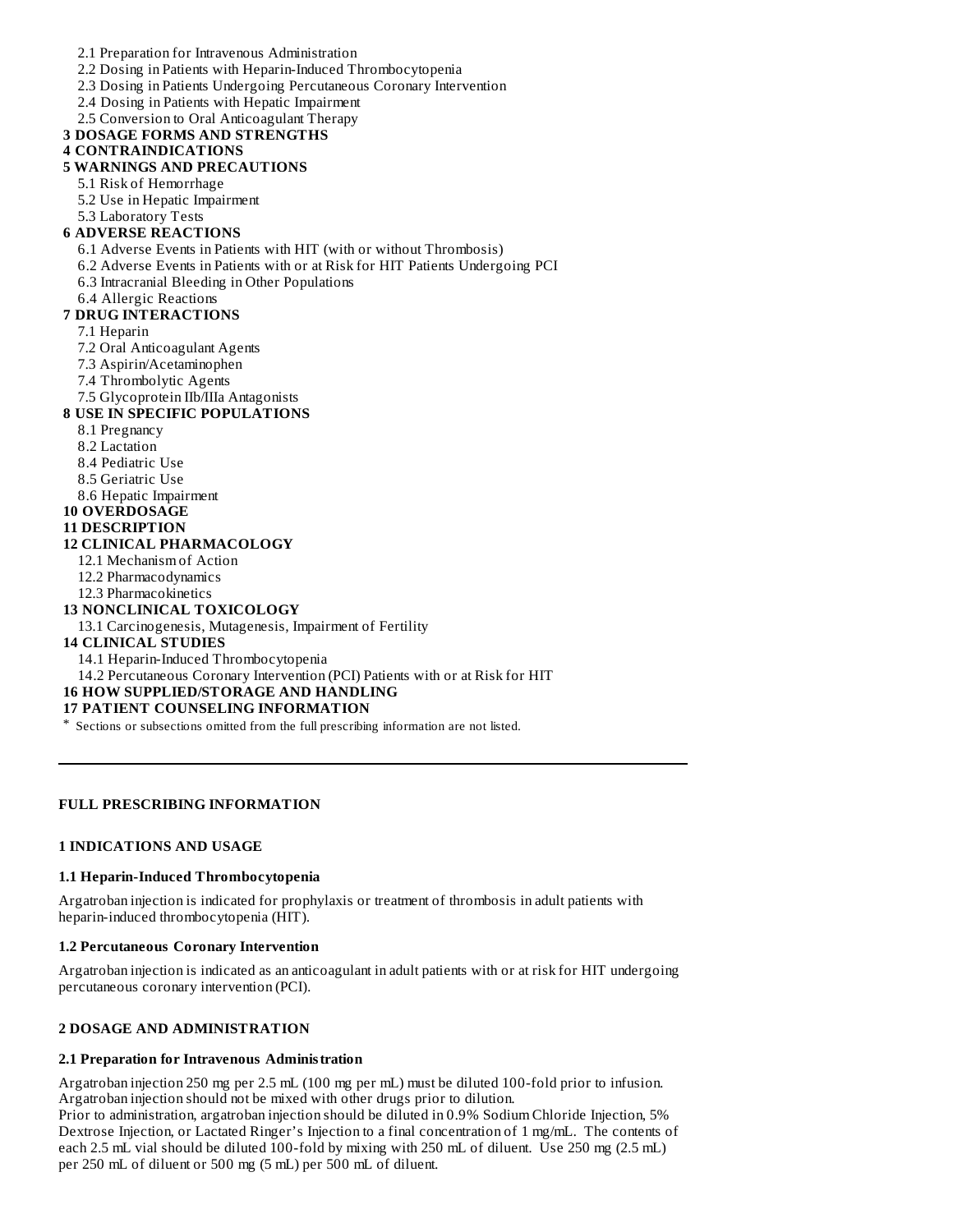2.1 Preparation for Intravenous Administration
2.2 Dosing in Patients with Heparin-Induced Thrombocytopenia
2.3 Dosing in Patients Undergoing Percutaneous Coronary Intervention
2.4 Dosing in Patients with Hepatic Impairment
2.5 Conversion to Oral Anticoagulant Therapy

**3 DOSAGE FORMS AND STRENGTHS**

**4 CONTRAINDICATIONS**

**5 WARNINGS AND PRECAUTIONS**

5.1 Risk of Hemorrhage
5.2 Use in Hepatic Impairment
5.3 Laboratory Tests

**6 ADVERSE REACTIONS**

6.1 Adverse Events in Patients with HIT (with or without Thrombosis)
6.2 Adverse Events in Patients with or at Risk for HIT Patients Undergoing PCI
6.3 Intracranial Bleeding in Other Populations
6.4 Allergic Reactions

**7 DRUG INTERACTIONS**

7.1 Heparin
7.2 Oral Anticoagulant Agents
7.3 Aspirin/Acetaminophen
7.4 Thrombolytic Agents
7.5 Glycoprotein IIb/IIIa Antagonists

**8 USE IN SPECIFIC POPULATIONS**

8.1 Pregnancy
8.2 Lactation
8.4 Pediatric Use
8.5 Geriatric Use
8.6 Hepatic Impairment

**10 OVERDOSAGE**

**11 DESCRIPTION**

**12 CLINICAL PHARMACOLOGY**

12.1 Mechanism of Action
12.2 Pharmacodynamics
12.3 Pharmacokinetics

**13 NONCLINICAL TOXICOLOGY**

13.1 Carcinogenesis, Mutagenesis, Impairment of Fertility

**14 CLINICAL STUDIES**

14.1 Heparin-Induced Thrombocytopenia
14.2 Percutaneous Coronary Intervention (PCI) Patients with or at Risk for HIT

**16 HOW SUPPLIED/STORAGE AND HANDLING**

**17 PATIENT COUNSELING INFORMATION**

* Sections or subsections omitted from the full prescribing information are not listed.

---

## FULL PRESCRIBING INFORMATION

## 1 INDICATIONS AND USAGE

### 1.1 Heparin-Induced Thrombocytopenia

Argatroban injection is indicated for prophylaxis or treatment of thrombosis in adult patients with heparin-induced thrombocytopenia (HIT).

### 1.2 Percutaneous Coronary Intervention

Argatroban injection is indicated as an anticoagulant in adult patients with or at risk for HIT undergoing percutaneous coronary intervention (PCI).

## 2 DOSAGE AND ADMINISTRATION

### 2.1 Preparation for Intravenous Administration

Argatroban injection 250 mg per 2.5 mL (100 mg per mL) must be diluted 100-fold prior to infusion. Argatroban injection should not be mixed with other drugs prior to dilution.
Prior to administration, argatroban injection should be diluted in 0.9% Sodium Chloride Injection, 5% Dextrose Injection, or Lactated Ringer's Injection to a final concentration of 1 mg/mL. The contents of each 2.5 mL vial should be diluted 100-fold by mixing with 250 mL of diluent. Use 250 mg (2.5 mL) per 250 mL of diluent or 500 mg (5 mL) per 500 mL of diluent.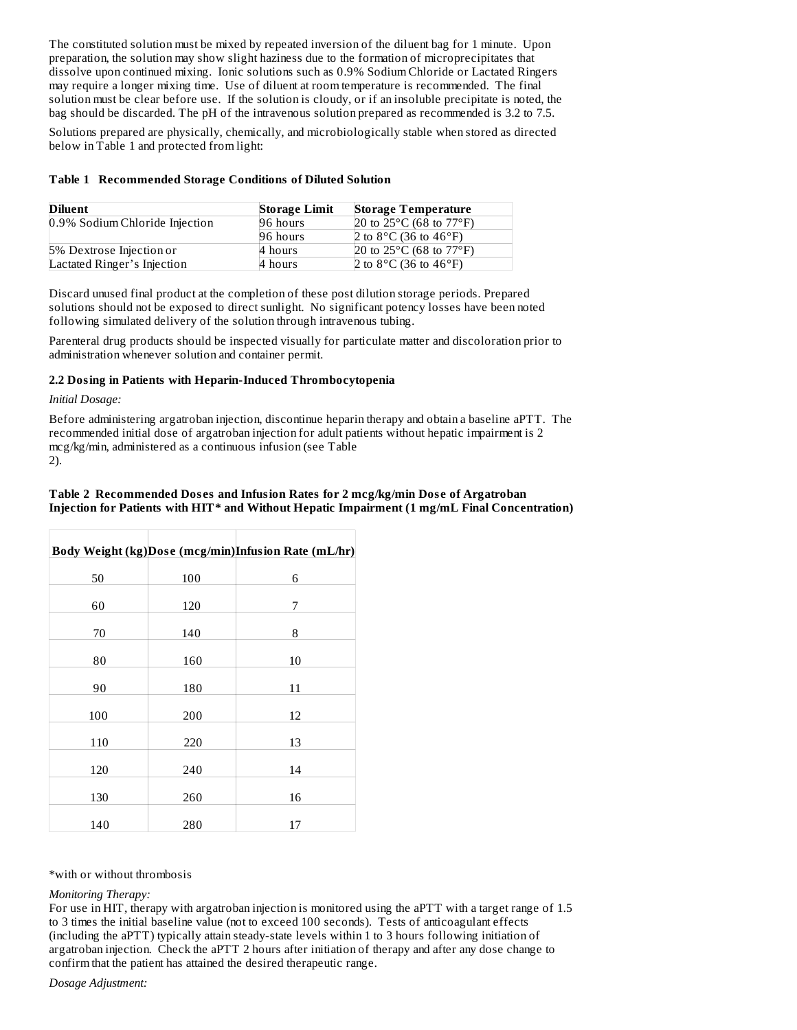The constituted solution must be mixed by repeated inversion of the diluent bag for 1 minute. Upon preparation, the solution may show slight haziness due to the formation of microprecipitates that dissolve upon continued mixing. Ionic solutions such as 0.9% Sodium Chloride or Lactated Ringers may require a longer mixing time. Use of diluent at room temperature is recommended. The final solution must be clear before use. If the solution is cloudy, or if an insoluble precipitate is noted, the bag should be discarded. The pH of the intravenous solution prepared as recommended is 3.2 to 7.5.

Solutions prepared are physically, chemically, and microbiologically stable when stored as directed below in Table 1 and protected from light:

**Table 1 Recommended Storage Conditions of Diluted Solution**

| Diluent | Storage Limit | Storage Temperature |
|---|---|---|
| 0.9% Sodium Chloride Injection | 96 hours | 20 to 25°C (68 to 77°F) |
| | 96 hours | 2 to 8°C (36 to 46°F) |
| 5% Dextrose Injection or | 4 hours | 20 to 25°C (68 to 77°F) |
| Lactated Ringer's Injection | 4 hours | 2 to 8°C (36 to 46°F) |

Discard unused final product at the completion of these post dilution storage periods. Prepared solutions should not be exposed to direct sunlight. No significant potency losses have been noted following simulated delivery of the solution through intravenous tubing.

Parenteral drug products should be inspected visually for particulate matter and discoloration prior to administration whenever solution and container permit.

### 2.2 Dosing in Patients with Heparin-Induced Thrombocytopenia

*Initial Dosage:*

Before administering argatroban injection, discontinue heparin therapy and obtain a baseline aPTT. The recommended initial dose of argatroban injection for adult patients without hepatic impairment is 2 mcg/kg/min, administered as a continuous infusion (see Table 2).

**Table 2 Recommended Doses and Infusion Rates for 2 mcg/kg/min Dose of Argatroban Injection for Patients with HIT* and Without Hepatic Impairment (1 mg/mL Final Concentration)**

| Body Weight (kg) | Dose (mcg/min) | Infusion Rate (mL/hr) |
|---|---|---|
| 50 | 100 | 6 |
| 60 | 120 | 7 |
| 70 | 140 | 8 |
| 80 | 160 | 10 |
| 90 | 180 | 11 |
| 100 | 200 | 12 |
| 110 | 220 | 13 |
| 120 | 240 | 14 |
| 130 | 260 | 16 |
| 140 | 280 | 17 |

*with or without thrombosis

*Monitoring Therapy:*

For use in HIT, therapy with argatroban injection is monitored using the aPTT with a target range of 1.5 to 3 times the initial baseline value (not to exceed 100 seconds). Tests of anticoagulant effects (including the aPTT) typically attain steady-state levels within 1 to 3 hours following initiation of argatroban injection. Check the aPTT 2 hours after initiation of therapy and after any dose change to confirm that the patient has attained the desired therapeutic range.

*Dosage Adjustment:*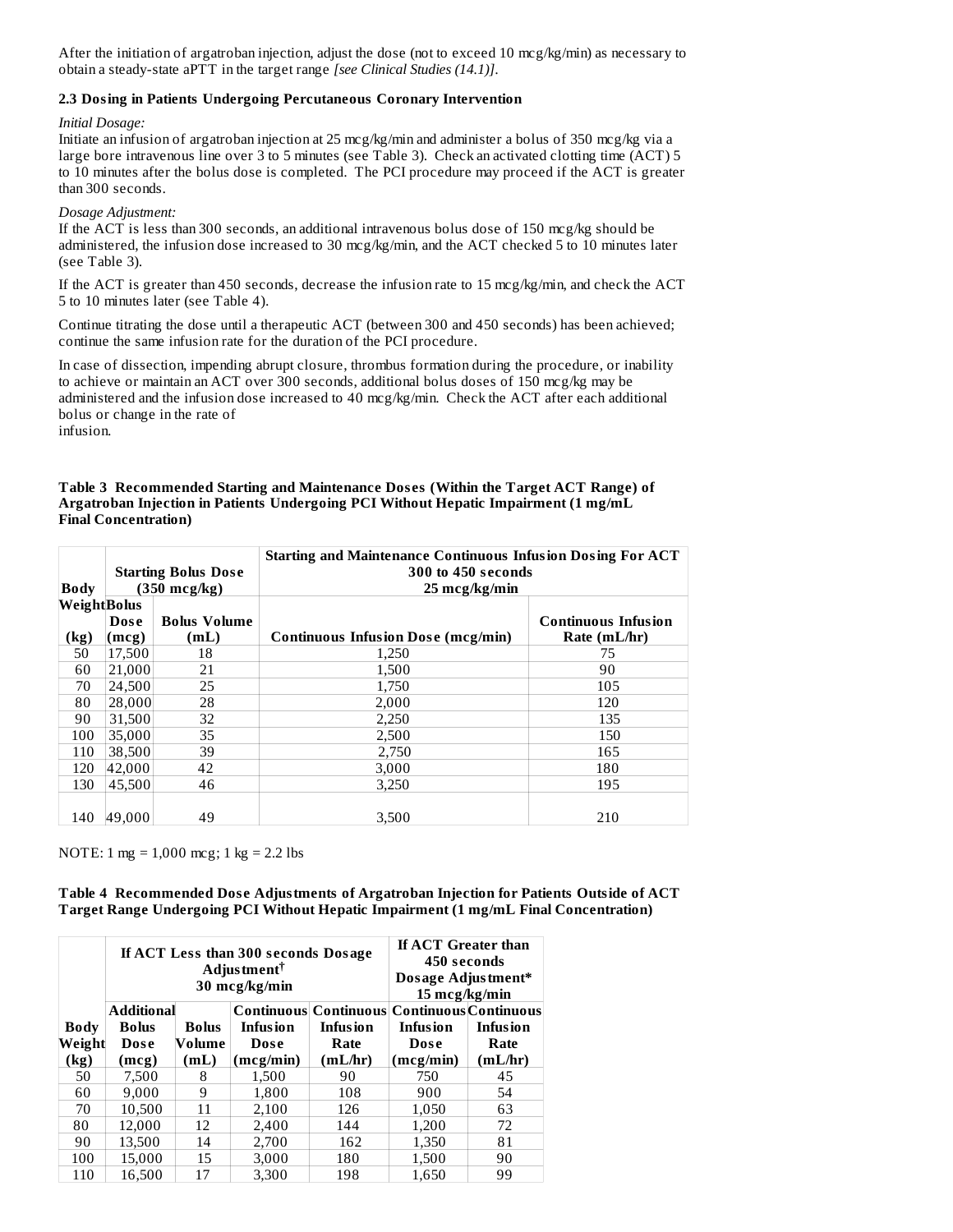After the initiation of argatroban injection, adjust the dose (not to exceed 10 mcg/kg/min) as necessary to obtain a steady-state aPTT in the target range *[see Clinical Studies (14.1)]*.

### 2.3 Dosing in Patients Undergoing Percutaneous Coronary Intervention

*Initial Dosage:*

Initiate an infusion of argatroban injection at 25 mcg/kg/min and administer a bolus of 350 mcg/kg via a large bore intravenous line over 3 to 5 minutes (see Table 3). Check an activated clotting time (ACT) 5 to 10 minutes after the bolus dose is completed. The PCI procedure may proceed if the ACT is greater than 300 seconds.

*Dosage Adjustment:*

If the ACT is less than 300 seconds, an additional intravenous bolus dose of 150 mcg/kg should be administered, the infusion dose increased to 30 mcg/kg/min, and the ACT checked 5 to 10 minutes later (see Table 3).

If the ACT is greater than 450 seconds, decrease the infusion rate to 15 mcg/kg/min, and check the ACT 5 to 10 minutes later (see Table 4).

Continue titrating the dose until a therapeutic ACT (between 300 and 450 seconds) has been achieved; continue the same infusion rate for the duration of the PCI procedure.

In case of dissection, impending abrupt closure, thrombus formation during the procedure, or inability to achieve or maintain an ACT over 300 seconds, additional bolus doses of 150 mcg/kg may be administered and the infusion dose increased to 40 mcg/kg/min. Check the ACT after each additional bolus or change in the rate of infusion.

**Table 3 Recommended Starting and Maintenance Doses (Within the Target ACT Range) of Argatroban Injection in Patients Undergoing PCI Without Hepatic Impairment (1 mg/mL Final Concentration)**

| Body Weight | Starting Bolus Dose (350 mcg/kg) | | Starting and Maintenance Continuous Infusion Dosing For ACT 300 to 450 seconds 25 mcg/kg/min | |
|---|---|---|---|---|
| (kg) | Bolus Dose (mcg) | Bolus Volume (mL) | Continuous Infusion Dose (mcg/min) | Continuous Infusion Rate (mL/hr) |
| 50 | 17,500 | 18 | 1,250 | 75 |
| 60 | 21,000 | 21 | 1,500 | 90 |
| 70 | 24,500 | 25 | 1,750 | 105 |
| 80 | 28,000 | 28 | 2,000 | 120 |
| 90 | 31,500 | 32 | 2,250 | 135 |
| 100 | 35,000 | 35 | 2,500 | 150 |
| 110 | 38,500 | 39 | 2,750 | 165 |
| 120 | 42,000 | 42 | 3,000 | 180 |
| 130 | 45,500 | 46 | 3,250 | 195 |
| 140 | 49,000 | 49 | 3,500 | 210 |

NOTE: 1 mg = 1,000 mcg; 1 kg = 2.2 lbs

**Table 4 Recommended Dose Adjustments of Argatroban Injection for Patients Outside of ACT Target Range Undergoing PCI Without Hepatic Impairment (1 mg/mL Final Concentration)**

| | If ACT Less than 300 seconds Dosage Adjustment[†] 30 mcg/kg/min | | | | If ACT Greater than 450 seconds Dosage Adjustment* 15 mcg/kg/min | |
|---|---|---|---|---|---|---|
| Body Weight (kg) | Additional Bolus Dose (mcg) | Bolus Volume (mL) | Continuous Infusion Dose (mcg/min) | Continuous Infusion Rate (mL/hr) | Continuous Infusion Dose (mcg/min) | Continuous Infusion Rate (mL/hr) |
| 50 | 7,500 | 8 | 1,500 | 90 | 750 | 45 |
| 60 | 9,000 | 9 | 1,800 | 108 | 900 | 54 |
| 70 | 10,500 | 11 | 2,100 | 126 | 1,050 | 63 |
| 80 | 12,000 | 12 | 2,400 | 144 | 1,200 | 72 |
| 90 | 13,500 | 14 | 2,700 | 162 | 1,350 | 81 |
| 100 | 15,000 | 15 | 3,000 | 180 | 1,500 | 90 |
| 110 | 16,500 | 17 | 3,300 | 198 | 1,650 | 99 |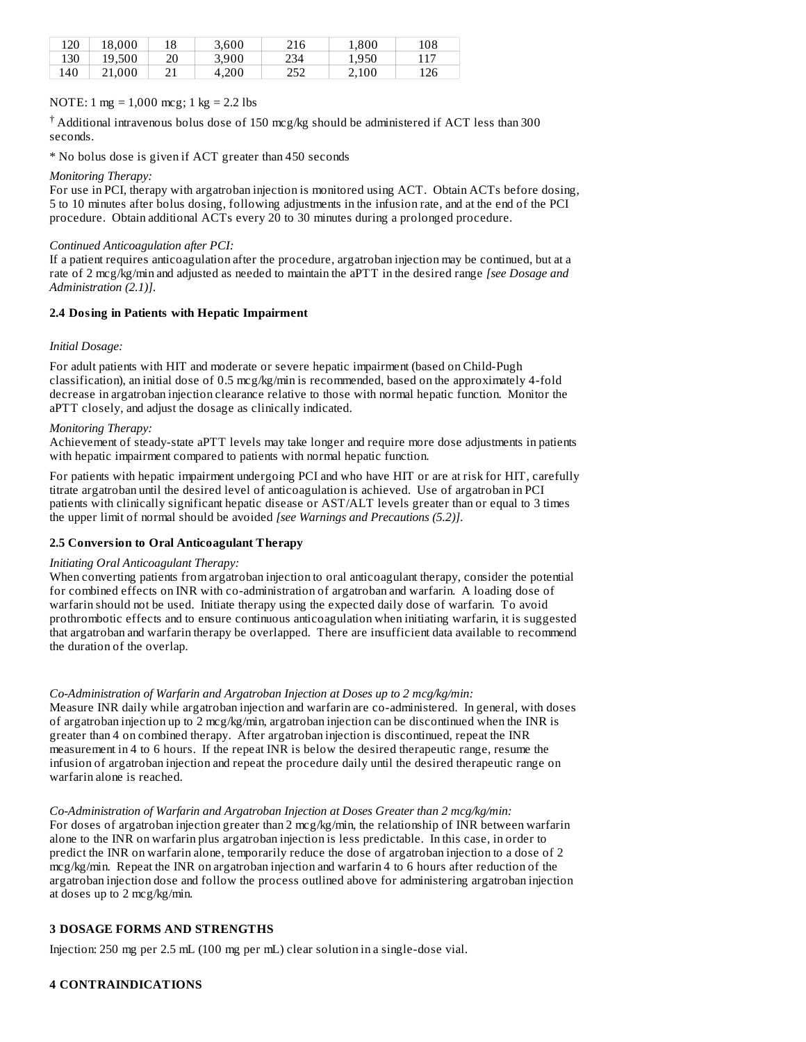| 120 | 18,000 | 18 | 3,600 | 216 | 1,800 | 108 |
|---|---|---|---|---|---|---|
| 130 | 19,500 | 20 | 3,900 | 234 | 1,950 | 117 |
| 140 | 21,000 | 21 | 4,200 | 252 | 2,100 | 126 |

NOTE: 1 mg = 1,000 mcg; 1 kg = 2.2 lbs

† Additional intravenous bolus dose of 150 mcg/kg should be administered if ACT less than 300 seconds.

* No bolus dose is given if ACT greater than 450 seconds

*Monitoring Therapy:*
For use in PCI, therapy with argatroban injection is monitored using ACT. Obtain ACTs before dosing, 5 to 10 minutes after bolus dosing, following adjustments in the infusion rate, and at the end of the PCI procedure. Obtain additional ACTs every 20 to 30 minutes during a prolonged procedure.

*Continued Anticoagulation after PCI:*
If a patient requires anticoagulation after the procedure, argatroban injection may be continued, but at a rate of 2 mcg/kg/min and adjusted as needed to maintain the aPTT in the desired range *[see Dosage and Administration (2.1)]*.

### 2.4 Dosing in Patients with Hepatic Impairment

*Initial Dosage:*

For adult patients with HIT and moderate or severe hepatic impairment (based on Child-Pugh classification), an initial dose of 0.5 mcg/kg/min is recommended, based on the approximately 4-fold decrease in argatroban injection clearance relative to those with normal hepatic function. Monitor the aPTT closely, and adjust the dosage as clinically indicated.

*Monitoring Therapy:*
Achievement of steady-state aPTT levels may take longer and require more dose adjustments in patients with hepatic impairment compared to patients with normal hepatic function.

For patients with hepatic impairment undergoing PCI and who have HIT or are at risk for HIT, carefully titrate argatroban until the desired level of anticoagulation is achieved. Use of argatroban in PCI patients with clinically significant hepatic disease or AST/ALT levels greater than or equal to 3 times the upper limit of normal should be avoided *[see Warnings and Precautions (5.2)]*.

### 2.5 Conversion to Oral Anticoagulant Therapy

*Initiating Oral Anticoagulant Therapy:*
When converting patients from argatroban injection to oral anticoagulant therapy, consider the potential for combined effects on INR with co-administration of argatroban and warfarin. A loading dose of warfarin should not be used. Initiate therapy using the expected daily dose of warfarin. To avoid prothrombotic effects and to ensure continuous anticoagulation when initiating warfarin, it is suggested that argatroban and warfarin therapy be overlapped. There are insufficient data available to recommend the duration of the overlap.

*Co-Administration of Warfarin and Argatroban Injection at Doses up to 2 mcg/kg/min:*
Measure INR daily while argatroban injection and warfarin are co-administered. In general, with doses of argatroban injection up to 2 mcg/kg/min, argatroban injection can be discontinued when the INR is greater than 4 on combined therapy. After argatroban injection is discontinued, repeat the INR measurement in 4 to 6 hours. If the repeat INR is below the desired therapeutic range, resume the infusion of argatroban injection and repeat the procedure daily until the desired therapeutic range on warfarin alone is reached.

*Co-Administration of Warfarin and Argatroban Injection at Doses Greater than 2 mcg/kg/min:*
For doses of argatroban injection greater than 2 mcg/kg/min, the relationship of INR between warfarin alone to the INR on warfarin plus argatroban injection is less predictable. In this case, in order to predict the INR on warfarin alone, temporarily reduce the dose of argatroban injection to a dose of 2 mcg/kg/min. Repeat the INR on argatroban injection and warfarin 4 to 6 hours after reduction of the argatroban injection dose and follow the process outlined above for administering argatroban injection at doses up to 2 mcg/kg/min.

## 3 DOSAGE FORMS AND STRENGTHS

Injection: 250 mg per 2.5 mL (100 mg per mL) clear solution in a single-dose vial.

## 4 CONTRAINDICATIONS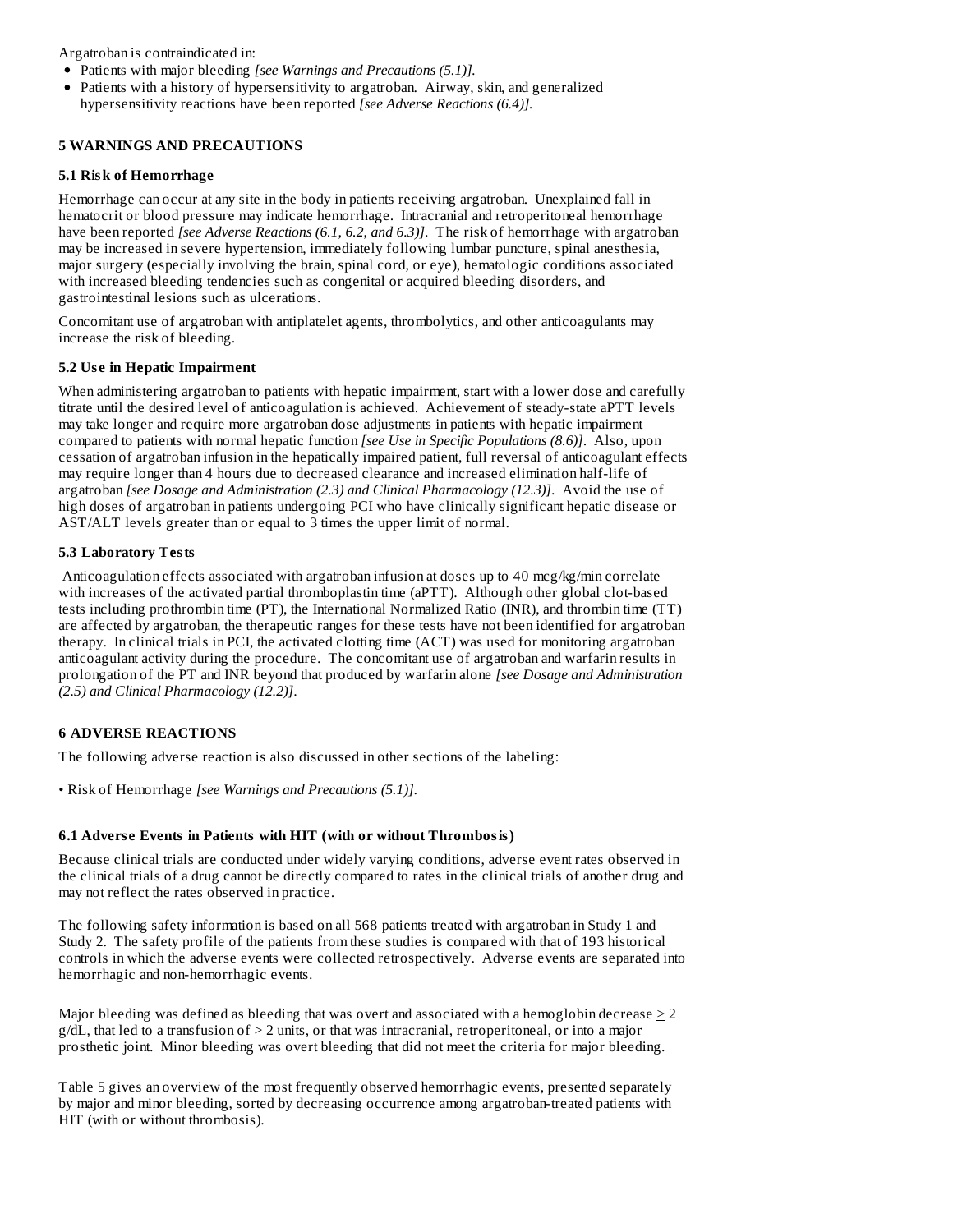Argatroban is contraindicated in:

- Patients with major bleeding *[see Warnings and Precautions (5.1)]*.
- Patients with a history of hypersensitivity to argatroban. Airway, skin, and generalized hypersensitivity reactions have been reported *[see Adverse Reactions (6.4)]*.

## 5 WARNINGS AND PRECAUTIONS

### 5.1 Risk of Hemorrhage

Hemorrhage can occur at any site in the body in patients receiving argatroban. Unexplained fall in hematocrit or blood pressure may indicate hemorrhage. Intracranial and retroperitoneal hemorrhage have been reported *[see Adverse Reactions (6.1, 6.2, and 6.3)]*. The risk of hemorrhage with argatroban may be increased in severe hypertension, immediately following lumbar puncture, spinal anesthesia, major surgery (especially involving the brain, spinal cord, or eye), hematologic conditions associated with increased bleeding tendencies such as congenital or acquired bleeding disorders, and gastrointestinal lesions such as ulcerations.

Concomitant use of argatroban with antiplatelet agents, thrombolytics, and other anticoagulants may increase the risk of bleeding.

### 5.2 Use in Hepatic Impairment

When administering argatroban to patients with hepatic impairment, start with a lower dose and carefully titrate until the desired level of anticoagulation is achieved. Achievement of steady-state aPTT levels may take longer and require more argatroban dose adjustments in patients with hepatic impairment compared to patients with normal hepatic function *[see Use in Specific Populations (8.6)]*. Also, upon cessation of argatroban infusion in the hepatically impaired patient, full reversal of anticoagulant effects may require longer than 4 hours due to decreased clearance and increased elimination half-life of argatroban *[see Dosage and Administration (2.3) and Clinical Pharmacology (12.3)]*. Avoid the use of high doses of argatroban in patients undergoing PCI who have clinically significant hepatic disease or AST/ALT levels greater than or equal to 3 times the upper limit of normal.

### 5.3 Laboratory Tests

Anticoagulation effects associated with argatroban infusion at doses up to 40 mcg/kg/min correlate with increases of the activated partial thromboplastin time (aPTT). Although other global clot-based tests including prothrombin time (PT), the International Normalized Ratio (INR), and thrombin time (TT) are affected by argatroban, the therapeutic ranges for these tests have not been identified for argatroban therapy. In clinical trials in PCI, the activated clotting time (ACT) was used for monitoring argatroban anticoagulant activity during the procedure. The concomitant use of argatroban and warfarin results in prolongation of the PT and INR beyond that produced by warfarin alone *[see Dosage and Administration (2.5) and Clinical Pharmacology (12.2)]*.

## 6 ADVERSE REACTIONS

The following adverse reaction is also discussed in other sections of the labeling:

• Risk of Hemorrhage *[see Warnings and Precautions (5.1)]*.

### 6.1 Adverse Events in Patients with HIT (with or without Thrombosis)

Because clinical trials are conducted under widely varying conditions, adverse event rates observed in the clinical trials of a drug cannot be directly compared to rates in the clinical trials of another drug and may not reflect the rates observed in practice.

The following safety information is based on all 568 patients treated with argatroban in Study 1 and Study 2. The safety profile of the patients from these studies is compared with that of 193 historical controls in which the adverse events were collected retrospectively. Adverse events are separated into hemorrhagic and non-hemorrhagic events.

Major bleeding was defined as bleeding that was overt and associated with a hemoglobin decrease $\geq$ 2 g/dL, that led to a transfusion of $\geq$ 2 units, or that was intracranial, retroperitoneal, or into a major prosthetic joint. Minor bleeding was overt bleeding that did not meet the criteria for major bleeding.

Table 5 gives an overview of the most frequently observed hemorrhagic events, presented separately by major and minor bleeding, sorted by decreasing occurrence among argatroban-treated patients with HIT (with or without thrombosis).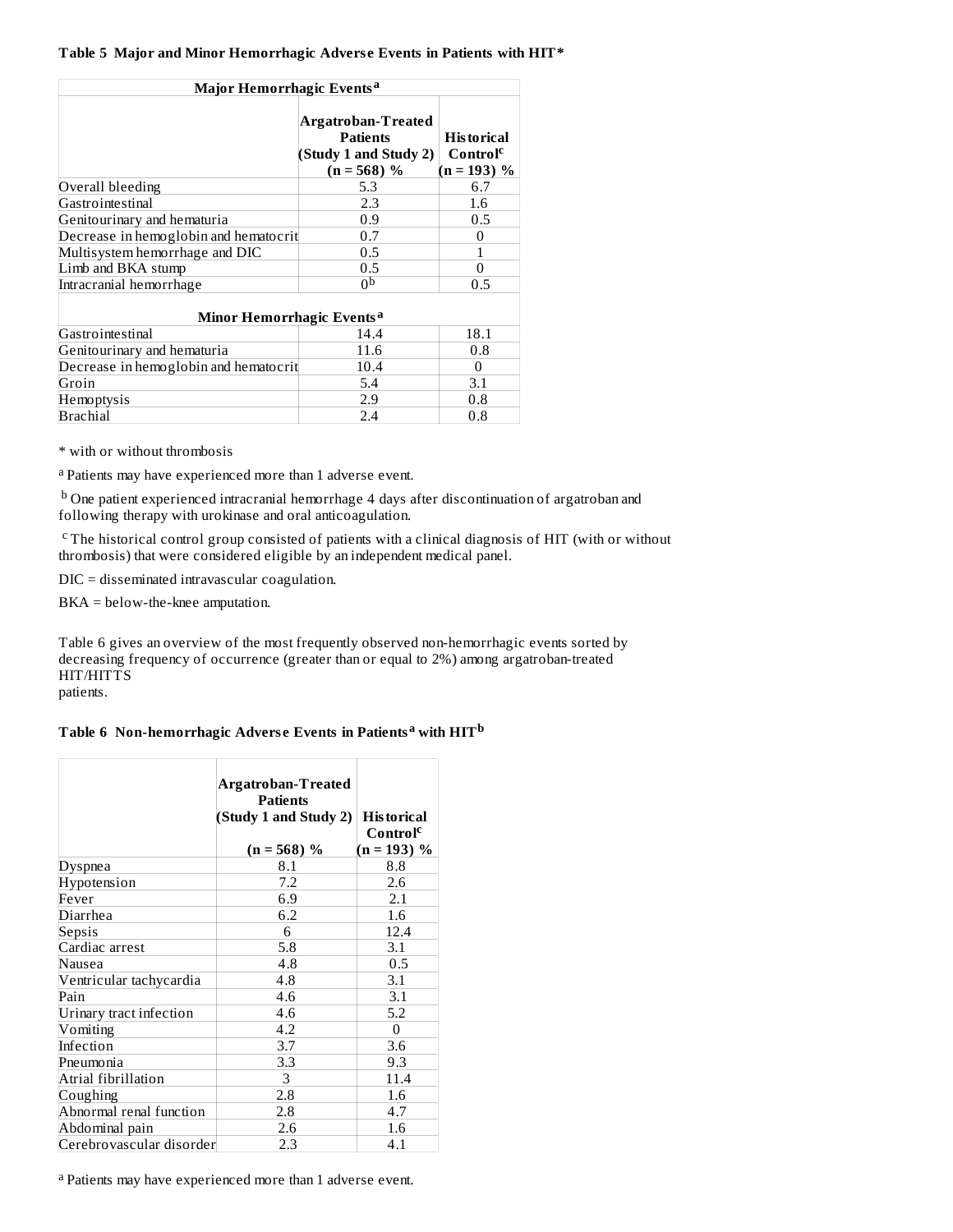**Table 5 Major and Minor Hemorrhagic Adverse Events in Patients with HIT***

| Major Hemorrhagic Events[a] | | |
|---|---|---|
| | Argatroban-Treated Patients (Study 1 and Study 2) (n = 568) % | Historical Control[c] (n = 193) % |
| Overall bleeding | 5.3 | 6.7 |
| Gastrointestinal | 2.3 | 1.6 |
| Genitourinary and hematuria | 0.9 | 0.5 |
| Decrease in hemoglobin and hematocrit | 0.7 | 0 |
| Multisystem hemorrhage and DIC | 0.5 | 1 |
| Limb and BKA stump | 0.5 | 0 |
| Intracranial hemorrhage | 0[b] | 0.5 |
| **Minor Hemorrhagic Events[a]** | | |
| Gastrointestinal | 14.4 | 18.1 |
| Genitourinary and hematuria | 11.6 | 0.8 |
| Decrease in hemoglobin and hematocrit | 10.4 | 0 |
| Groin | 5.4 | 3.1 |
| Hemoptysis | 2.9 | 0.8 |
| Brachial | 2.4 | 0.8 |

* with or without thrombosis

[a] Patients may have experienced more than 1 adverse event.

[b] One patient experienced intracranial hemorrhage 4 days after discontinuation of argatroban and following therapy with urokinase and oral anticoagulation.

[c] The historical control group consisted of patients with a clinical diagnosis of HIT (with or without thrombosis) that were considered eligible by an independent medical panel.

DIC = disseminated intravascular coagulation.

BKA = below-the-knee amputation.

Table 6 gives an overview of the most frequently observed non-hemorrhagic events sorted by decreasing frequency of occurrence (greater than or equal to 2%) among argatroban-treated HIT/HITTS patients.

**Table 6 Non-hemorrhagic Adverse Events in Patients[a] with HIT[b]**

| | Argatroban-Treated Patients (Study 1 and Study 2) (n = 568) % | Historical Control[c] (n = 193) % |
|---|---|---|
| Dyspnea | 8.1 | 8.8 |
| Hypotension | 7.2 | 2.6 |
| Fever | 6.9 | 2.1 |
| Diarrhea | 6.2 | 1.6 |
| Sepsis | 6 | 12.4 |
| Cardiac arrest | 5.8 | 3.1 |
| Nausea | 4.8 | 0.5 |
| Ventricular tachycardia | 4.8 | 3.1 |
| Pain | 4.6 | 3.1 |
| Urinary tract infection | 4.6 | 5.2 |
| Vomiting | 4.2 | 0 |
| Infection | 3.7 | 3.6 |
| Pneumonia | 3.3 | 9.3 |
| Atrial fibrillation | 3 | 11.4 |
| Coughing | 2.8 | 1.6 |
| Abnormal renal function | 2.8 | 4.7 |
| Abdominal pain | 2.6 | 1.6 |
| Cerebrovascular disorder | 2.3 | 4.1 |

[a] Patients may have experienced more than 1 adverse event.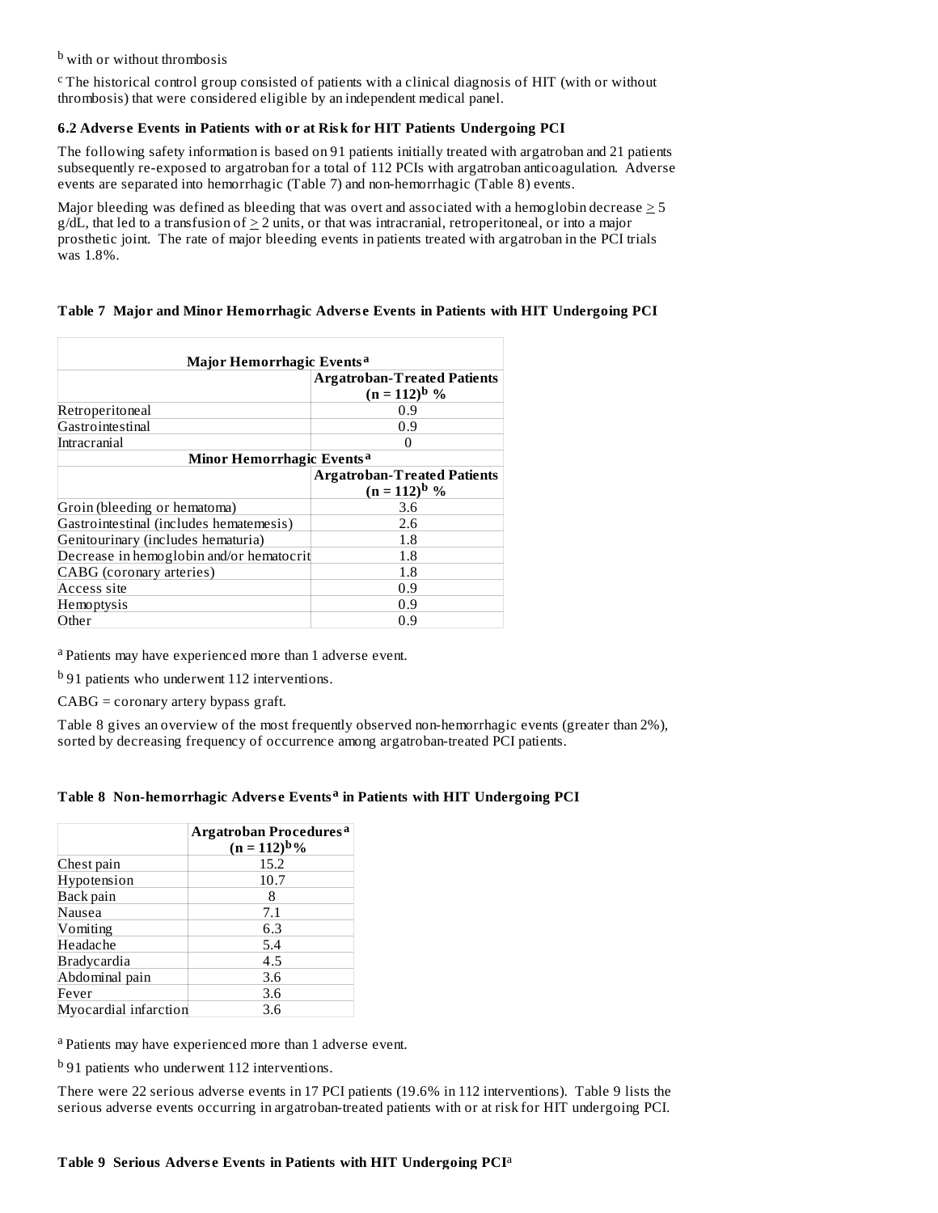[b] with or without thrombosis

[c] The historical control group consisted of patients with a clinical diagnosis of HIT (with or without thrombosis) that were considered eligible by an independent medical panel.

### 6.2 Adverse Events in Patients with or at Risk for HIT Patients Undergoing PCI

The following safety information is based on 91 patients initially treated with argatroban and 21 patients subsequently re-exposed to argatroban for a total of 112 PCIs with argatroban anticoagulation. Adverse events are separated into hemorrhagic (Table 7) and non-hemorrhagic (Table 8) events.

Major bleeding was defined as bleeding that was overt and associated with a hemoglobin decrease ≥ 5 g/dL, that led to a transfusion of ≥ 2 units, or that was intracranial, retroperitoneal, or into a major prosthetic joint. The rate of major bleeding events in patients treated with argatroban in the PCI trials was 1.8%.

**Table 7 Major and Minor Hemorrhagic Adverse Events in Patients with HIT Undergoing PCI**

| **Major Hemorrhagic Events[a]** | |
|---|---|
| | **Argatroban-Treated Patients (n = 112)[b] %** |
| Retroperitoneal | 0.9 |
| Gastrointestinal | 0.9 |
| Intracranial | 0 |
| **Minor Hemorrhagic Events[a]** | |
| | **Argatroban-Treated Patients (n = 112)[b] %** |
| Groin (bleeding or hematoma) | 3.6 |
| Gastrointestinal (includes hematemesis) | 2.6 |
| Genitourinary (includes hematuria) | 1.8 |
| Decrease in hemoglobin and/or hematocrit | 1.8 |
| CABG (coronary arteries) | 1.8 |
| Access site | 0.9 |
| Hemoptysis | 0.9 |
| Other | 0.9 |

[a] Patients may have experienced more than 1 adverse event.

[b] 91 patients who underwent 112 interventions.

CABG = coronary artery bypass graft.

Table 8 gives an overview of the most frequently observed non-hemorrhagic events (greater than 2%), sorted by decreasing frequency of occurrence among argatroban-treated PCI patients.

**Table 8 Non-hemorrhagic Adverse Events[a] in Patients with HIT Undergoing PCI**

| | **Argatroban Procedures[a] (n = 112)[b] %** |
|---|---|
| Chest pain | 15.2 |
| Hypotension | 10.7 |
| Back pain | 8 |
| Nausea | 7.1 |
| Vomiting | 6.3 |
| Headache | 5.4 |
| Bradycardia | 4.5 |
| Abdominal pain | 3.6 |
| Fever | 3.6 |
| Myocardial infarction | 3.6 |

[a] Patients may have experienced more than 1 adverse event.

[b] 91 patients who underwent 112 interventions.

There were 22 serious adverse events in 17 PCI patients (19.6% in 112 interventions). Table 9 lists the serious adverse events occurring in argatroban-treated patients with or at risk for HIT undergoing PCI.

**Table 9 Serious Adverse Events in Patients with HIT Undergoing PCI[a]**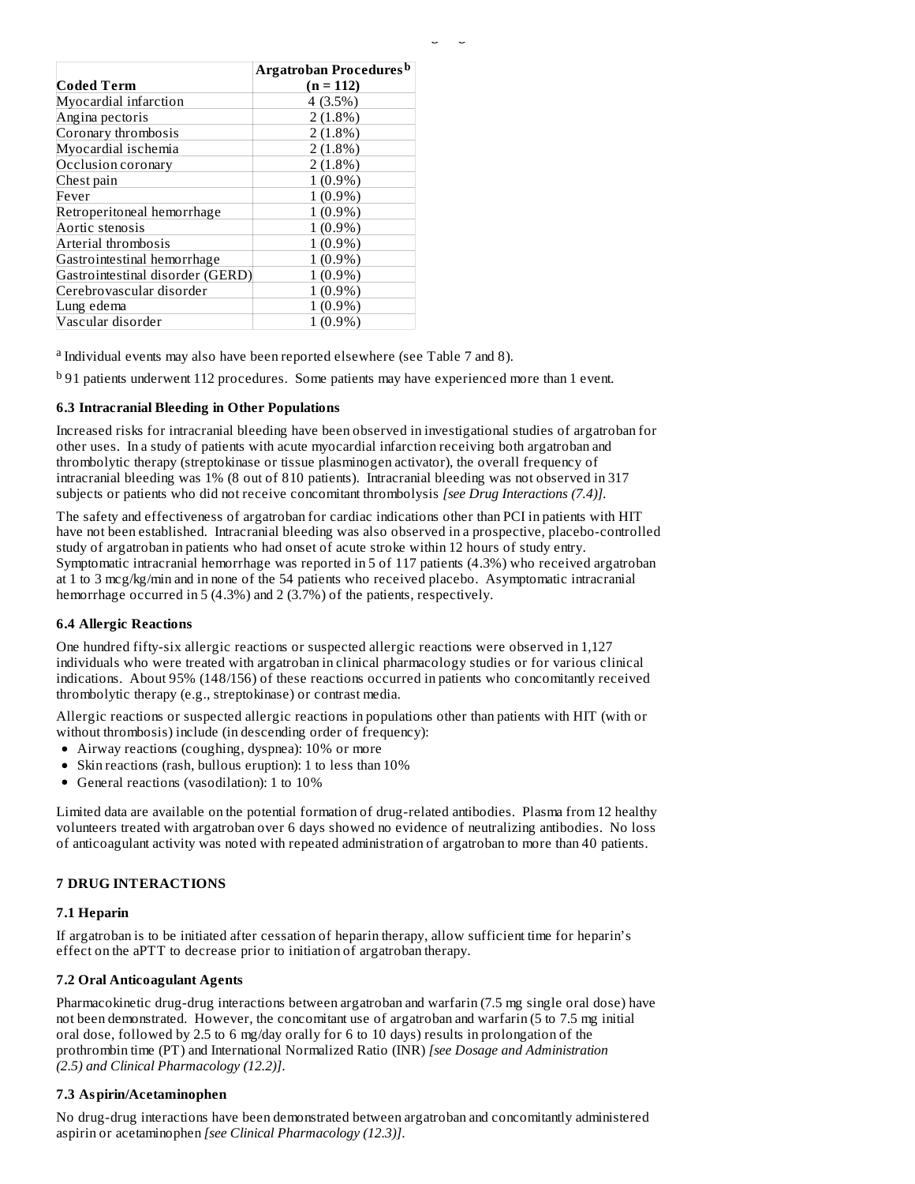| Coded Term | Argatroban Procedures[b] (n = 112) |
|---|---|
| Myocardial infarction | 4 (3.5%) |
| Angina pectoris | 2 (1.8%) |
| Coronary thrombosis | 2 (1.8%) |
| Myocardial ischemia | 2 (1.8%) |
| Occlusion coronary | 2 (1.8%) |
| Chest pain | 1 (0.9%) |
| Fever | 1 (0.9%) |
| Retroperitoneal hemorrhage | 1 (0.9%) |
| Aortic stenosis | 1 (0.9%) |
| Arterial thrombosis | 1 (0.9%) |
| Gastrointestinal hemorrhage | 1 (0.9%) |
| Gastrointestinal disorder (GERD) | 1 (0.9%) |
| Cerebrovascular disorder | 1 (0.9%) |
| Lung edema | 1 (0.9%) |
| Vascular disorder | 1 (0.9%) |

[a] Individual events may also have been reported elsewhere (see Table 7 and 8).

[b] 91 patients underwent 112 procedures. Some patients may have experienced more than 1 event.

### 6.3 Intracranial Bleeding in Other Populations

Increased risks for intracranial bleeding have been observed in investigational studies of argatroban for other uses. In a study of patients with acute myocardial infarction receiving both argatroban and thrombolytic therapy (streptokinase or tissue plasminogen activator), the overall frequency of intracranial bleeding was 1% (8 out of 810 patients). Intracranial bleeding was not observed in 317 subjects or patients who did not receive concomitant thrombolysis *[see Drug Interactions (7.4)]*.

The safety and effectiveness of argatroban for cardiac indications other than PCI in patients with HIT have not been established. Intracranial bleeding was also observed in a prospective, placebo-controlled study of argatroban in patients who had onset of acute stroke within 12 hours of study entry. Symptomatic intracranial hemorrhage was reported in 5 of 117 patients (4.3%) who received argatroban at 1 to 3 mcg/kg/min and in none of the 54 patients who received placebo. Asymptomatic intracranial hemorrhage occurred in 5 (4.3%) and 2 (3.7%) of the patients, respectively.

### 6.4 Allergic Reactions

One hundred fifty-six allergic reactions or suspected allergic reactions were observed in 1,127 individuals who were treated with argatroban in clinical pharmacology studies or for various clinical indications. About 95% (148/156) of these reactions occurred in patients who concomitantly received thrombolytic therapy (e.g., streptokinase) or contrast media.

Allergic reactions or suspected allergic reactions in populations other than patients with HIT (with or without thrombosis) include (in descending order of frequency):

- Airway reactions (coughing, dyspnea): 10% or more
- Skin reactions (rash, bullous eruption): 1 to less than 10%
- General reactions (vasodilation): 1 to 10%

Limited data are available on the potential formation of drug-related antibodies. Plasma from 12 healthy volunteers treated with argatroban over 6 days showed no evidence of neutralizing antibodies. No loss of anticoagulant activity was noted with repeated administration of argatroban to more than 40 patients.

## 7 DRUG INTERACTIONS

### 7.1 Heparin

If argatroban is to be initiated after cessation of heparin therapy, allow sufficient time for heparin's effect on the aPTT to decrease prior to initiation of argatroban therapy.

### 7.2 Oral Anticoagulant Agents

Pharmacokinetic drug-drug interactions between argatroban and warfarin (7.5 mg single oral dose) have not been demonstrated. However, the concomitant use of argatroban and warfarin (5 to 7.5 mg initial oral dose, followed by 2.5 to 6 mg/day orally for 6 to 10 days) results in prolongation of the prothrombin time (PT) and International Normalized Ratio (INR) *[see Dosage and Administration (2.5) and Clinical Pharmacology (12.2)]*.

### 7.3 Aspirin/Acetaminophen

No drug-drug interactions have been demonstrated between argatroban and concomitantly administered aspirin or acetaminophen *[see Clinical Pharmacology (12.3)]*.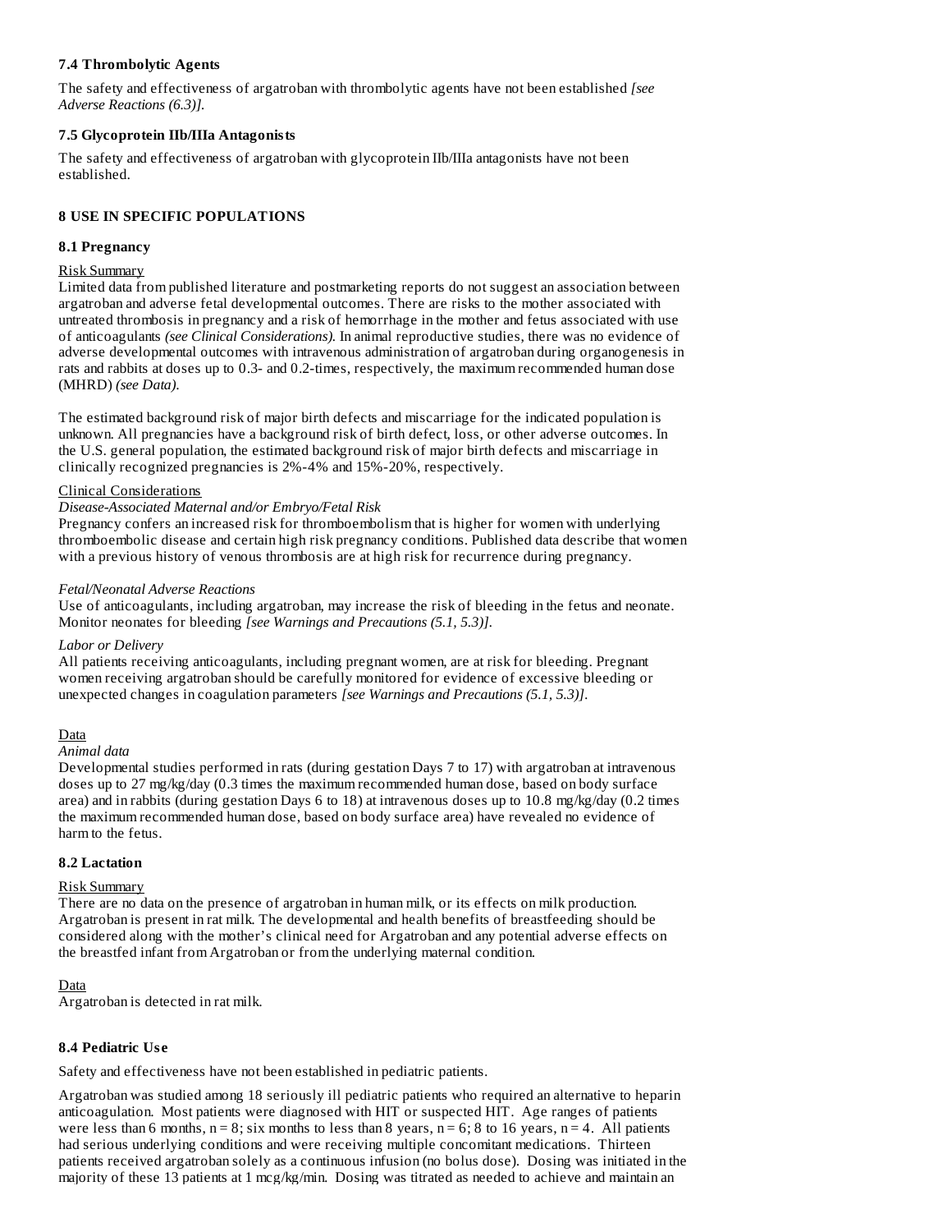### 7.4 Thrombolytic Agents

The safety and effectiveness of argatroban with thrombolytic agents have not been established *[see Adverse Reactions (6.3)].*

### 7.5 Glycoprotein IIb/IIIa Antagonists

The safety and effectiveness of argatroban with glycoprotein IIb/IIIa antagonists have not been established.

## 8 USE IN SPECIFIC POPULATIONS

### 8.1 Pregnancy

Risk Summary

Limited data from published literature and postmarketing reports do not suggest an association between argatroban and adverse fetal developmental outcomes. There are risks to the mother associated with untreated thrombosis in pregnancy and a risk of hemorrhage in the mother and fetus associated with use of anticoagulants *(see Clinical Considerations).* In animal reproductive studies, there was no evidence of adverse developmental outcomes with intravenous administration of argatroban during organogenesis in rats and rabbits at doses up to 0.3- and 0.2-times, respectively, the maximum recommended human dose (MHRD) *(see Data).*

The estimated background risk of major birth defects and miscarriage for the indicated population is unknown. All pregnancies have a background risk of birth defect, loss, or other adverse outcomes. In the U.S. general population, the estimated background risk of major birth defects and miscarriage in clinically recognized pregnancies is 2%-4% and 15%-20%, respectively.

Clinical Considerations

*Disease-Associated Maternal and/or Embryo/Fetal Risk*

Pregnancy confers an increased risk for thromboembolism that is higher for women with underlying thromboembolic disease and certain high risk pregnancy conditions. Published data describe that women with a previous history of venous thrombosis are at high risk for recurrence during pregnancy.

*Fetal/Neonatal Adverse Reactions*

Use of anticoagulants, including argatroban, may increase the risk of bleeding in the fetus and neonate. Monitor neonates for bleeding *[see Warnings and Precautions (5.1, 5.3)].*

*Labor or Delivery*

All patients receiving anticoagulants, including pregnant women, are at risk for bleeding. Pregnant women receiving argatroban should be carefully monitored for evidence of excessive bleeding or unexpected changes in coagulation parameters *[see Warnings and Precautions (5.1, 5.3)].*

Data

*Animal data*

Developmental studies performed in rats (during gestation Days 7 to 17) with argatroban at intravenous doses up to 27 mg/kg/day (0.3 times the maximum recommended human dose, based on body surface area) and in rabbits (during gestation Days 6 to 18) at intravenous doses up to 10.8 mg/kg/day (0.2 times the maximum recommended human dose, based on body surface area) have revealed no evidence of harm to the fetus.

### 8.2 Lactation

Risk Summary

There are no data on the presence of argatroban in human milk, or its effects on milk production. Argatroban is present in rat milk. The developmental and health benefits of breastfeeding should be considered along with the mother's clinical need for Argatroban and any potential adverse effects on the breastfed infant from Argatroban or from the underlying maternal condition.

Data

Argatroban is detected in rat milk.

### 8.4 Pediatric Use

Safety and effectiveness have not been established in pediatric patients.

Argatroban was studied among 18 seriously ill pediatric patients who required an alternative to heparin anticoagulation. Most patients were diagnosed with HIT or suspected HIT. Age ranges of patients were less than 6 months, n = 8; six months to less than 8 years, n = 6; 8 to 16 years, n = 4. All patients had serious underlying conditions and were receiving multiple concomitant medications. Thirteen patients received argatroban solely as a continuous infusion (no bolus dose). Dosing was initiated in the majority of these 13 patients at 1 mcg/kg/min. Dosing was titrated as needed to achieve and maintain an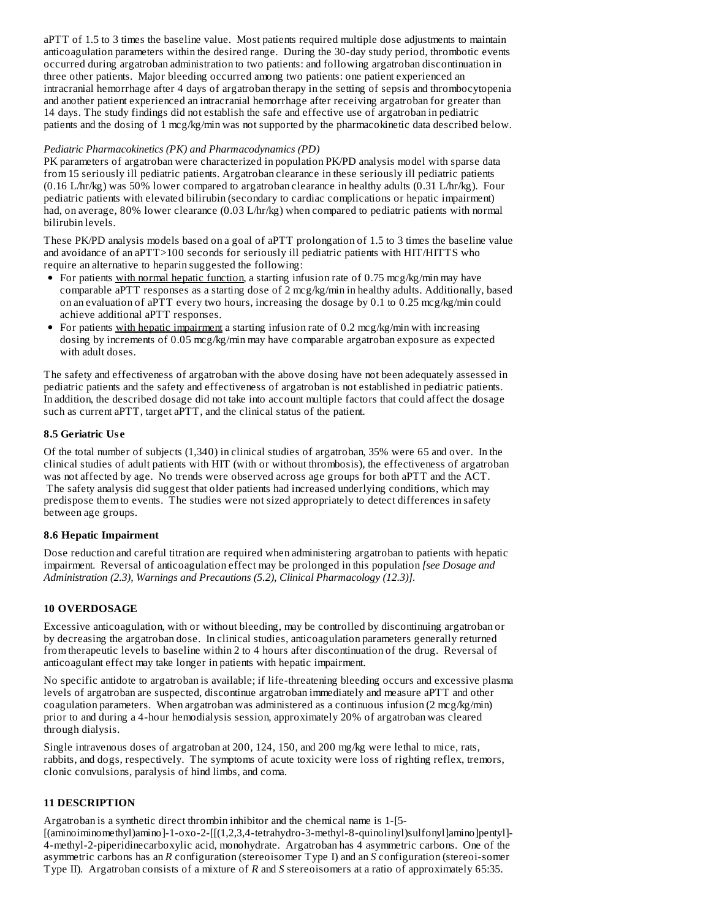aPTT of 1.5 to 3 times the baseline value. Most patients required multiple dose adjustments to maintain anticoagulation parameters within the desired range. During the 30-day study period, thrombotic events occurred during argatroban administration to two patients: and following argatroban discontinuation in three other patients. Major bleeding occurred among two patients: one patient experienced an intracranial hemorrhage after 4 days of argatroban therapy in the setting of sepsis and thrombocytopenia and another patient experienced an intracranial hemorrhage after receiving argatroban for greater than 14 days. The study findings did not establish the safe and effective use of argatroban in pediatric patients and the dosing of 1 mcg/kg/min was not supported by the pharmacokinetic data described below.

*Pediatric Pharmacokinetics (PK) and Pharmacodynamics (PD)*

PK parameters of argatroban were characterized in population PK/PD analysis model with sparse data from 15 seriously ill pediatric patients. Argatroban clearance in these seriously ill pediatric patients (0.16 L/hr/kg) was 50% lower compared to argatroban clearance in healthy adults (0.31 L/hr/kg). Four pediatric patients with elevated bilirubin (secondary to cardiac complications or hepatic impairment) had, on average, 80% lower clearance (0.03 L/hr/kg) when compared to pediatric patients with normal bilirubin levels.

These PK/PD analysis models based on a goal of aPTT prolongation of 1.5 to 3 times the baseline value and avoidance of an aPTT>100 seconds for seriously ill pediatric patients with HIT/HITTS who require an alternative to heparin suggested the following:

- For patients with normal hepatic function, a starting infusion rate of 0.75 mcg/kg/min may have comparable aPTT responses as a starting dose of 2 mcg/kg/min in healthy adults. Additionally, based on an evaluation of aPTT every two hours, increasing the dosage by 0.1 to 0.25 mcg/kg/min could achieve additional aPTT responses.
- For patients with hepatic impairment a starting infusion rate of 0.2 mcg/kg/min with increasing dosing by increments of 0.05 mcg/kg/min may have comparable argatroban exposure as expected with adult doses.

The safety and effectiveness of argatroban with the above dosing have not been adequately assessed in pediatric patients and the safety and effectiveness of argatroban is not established in pediatric patients. In addition, the described dosage did not take into account multiple factors that could affect the dosage such as current aPTT, target aPTT, and the clinical status of the patient.

### 8.5 Geriatric Use

Of the total number of subjects (1,340) in clinical studies of argatroban, 35% were 65 and over. In the clinical studies of adult patients with HIT (with or without thrombosis), the effectiveness of argatroban was not affected by age. No trends were observed across age groups for both aPTT and the ACT. The safety analysis did suggest that older patients had increased underlying conditions, which may predispose them to events. The studies were not sized appropriately to detect differences in safety between age groups.

### 8.6 Hepatic Impairment

Dose reduction and careful titration are required when administering argatroban to patients with hepatic impairment. Reversal of anticoagulation effect may be prolonged in this population *[see Dosage and Administration (2.3), Warnings and Precautions (5.2), Clinical Pharmacology (12.3)]*.

## 10 OVERDOSAGE

Excessive anticoagulation, with or without bleeding, may be controlled by discontinuing argatroban or by decreasing the argatroban dose. In clinical studies, anticoagulation parameters generally returned from therapeutic levels to baseline within 2 to 4 hours after discontinuation of the drug. Reversal of anticoagulant effect may take longer in patients with hepatic impairment.

No specific antidote to argatroban is available; if life-threatening bleeding occurs and excessive plasma levels of argatroban are suspected, discontinue argatroban immediately and measure aPTT and other coagulation parameters. When argatroban was administered as a continuous infusion (2 mcg/kg/min) prior to and during a 4-hour hemodialysis session, approximately 20% of argatroban was cleared through dialysis.

Single intravenous doses of argatroban at 200, 124, 150, and 200 mg/kg were lethal to mice, rats, rabbits, and dogs, respectively. The symptoms of acute toxicity were loss of righting reflex, tremors, clonic convulsions, paralysis of hind limbs, and coma.

## 11 DESCRIPTION

Argatroban is a synthetic direct thrombin inhibitor and the chemical name is 1-[5-[(aminoiminomethyl)amino]-1-oxo-2-[[(1,2,3,4-tetrahydro-3-methyl-8-quinolinyl)sulfonyl]amino]pentyl]-4-methyl-2-piperidinecarboxylic acid, monohydrate. Argatroban has 4 asymmetric carbons. One of the asymmetric carbons has an *R* configuration (stereoisomer Type I) and an *S* configuration (stereoi-somer Type II). Argatroban consists of a mixture of *R* and *S* stereoisomers at a ratio of approximately 65:35.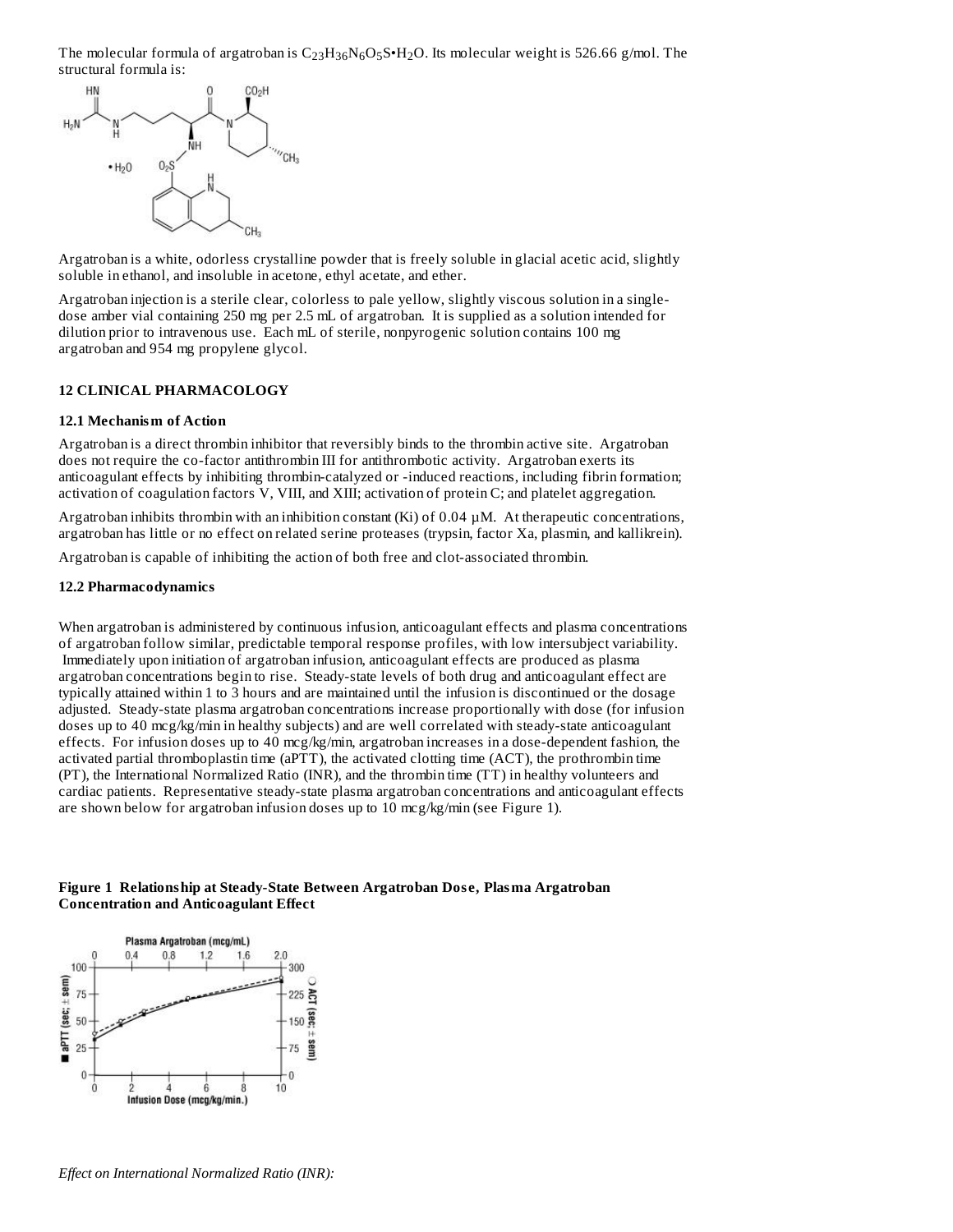The molecular formula of argatroban is $C_{23}H_{36}N_6O_5S \cdot H_2O$. Its molecular weight is 526.66 g/mol. The structural formula is:

Argatroban is a white, odorless crystalline powder that is freely soluble in glacial acetic acid, slightly soluble in ethanol, and insoluble in acetone, ethyl acetate, and ether.

Argatroban injection is a sterile clear, colorless to pale yellow, slightly viscous solution in a single-dose amber vial containing 250 mg per 2.5 mL of argatroban. It is supplied as a solution intended for dilution prior to intravenous use. Each mL of sterile, nonpyrogenic solution contains 100 mg argatroban and 954 mg propylene glycol.

## 12 CLINICAL PHARMACOLOGY

### 12.1 Mechanism of Action

Argatroban is a direct thrombin inhibitor that reversibly binds to the thrombin active site. Argatroban does not require the co-factor antithrombin III for antithrombotic activity. Argatroban exerts its anticoagulant effects by inhibiting thrombin-catalyzed or -induced reactions, including fibrin formation; activation of coagulation factors V, VIII, and XIII; activation of protein C; and platelet aggregation.

Argatroban inhibits thrombin with an inhibition constant (Ki) of 0.04 µM. At therapeutic concentrations, argatroban has little or no effect on related serine proteases (trypsin, factor Xa, plasmin, and kallikrein).

Argatroban is capable of inhibiting the action of both free and clot-associated thrombin.

### 12.2 Pharmacodynamics

When argatroban is administered by continuous infusion, anticoagulant effects and plasma concentrations of argatroban follow similar, predictable temporal response profiles, with low intersubject variability. Immediately upon initiation of argatroban infusion, anticoagulant effects are produced as plasma argatroban concentrations begin to rise. Steady-state levels of both drug and anticoagulant effect are typically attained within 1 to 3 hours and are maintained until the infusion is discontinued or the dosage adjusted. Steady-state plasma argatroban concentrations increase proportionally with dose (for infusion doses up to 40 mcg/kg/min in healthy subjects) and are well correlated with steady-state anticoagulant effects. For infusion doses up to 40 mcg/kg/min, argatroban increases in a dose-dependent fashion, the activated partial thromboplastin time (aPTT), the activated clotting time (ACT), the prothrombin time (PT), the International Normalized Ratio (INR), and the thrombin time (TT) in healthy volunteers and cardiac patients. Representative steady-state plasma argatroban concentrations and anticoagulant effects are shown below for argatroban infusion doses up to 10 mcg/kg/min (see Figure 1).

**Figure 1 Relationship at Steady-State Between Argatroban Dose, Plasma Argatroban Concentration and Anticoagulant Effect**

*Effect on International Normalized Ratio (INR):*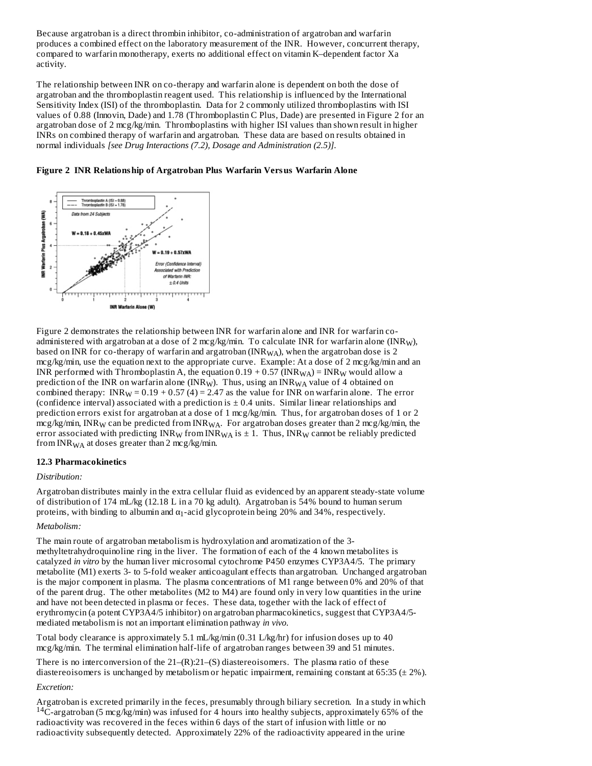Because argatroban is a direct thrombin inhibitor, co-administration of argatroban and warfarin produces a combined effect on the laboratory measurement of the INR. However, concurrent therapy, compared to warfarin monotherapy, exerts no additional effect on vitamin K–dependent factor Xa activity.

The relationship between INR on co-therapy and warfarin alone is dependent on both the dose of argatroban and the thromboplastin reagent used. This relationship is influenced by the International Sensitivity Index (ISI) of the thromboplastin. Data for 2 commonly utilized thromboplastins with ISI values of 0.88 (Innovin, Dade) and 1.78 (Thromboplastin C Plus, Dade) are presented in Figure 2 for an argatroban dose of 2 mcg/kg/min. Thromboplastins with higher ISI values than shown result in higher INRs on combined therapy of warfarin and argatroban. These data are based on results obtained in normal individuals *[see Drug Interactions (7.2), Dosage and Administration (2.5)]*.

**Figure 2 INR Relationship of Argatroban Plus Warfarin Versus Warfarin Alone**

Figure 2 demonstrates the relationship between INR for warfarin alone and INR for warfarin co-administered with argatroban at a dose of 2 mcg/kg/min. To calculate INR for warfarin alone ($INR_W$), based on INR for co-therapy of warfarin and argatroban ($INR_{WA}$), when the argatroban dose is 2 mcg/kg/min, use the equation next to the appropriate curve. Example: At a dose of 2 mcg/kg/min and an INR performed with Thromboplastin A, the equation $0.19 + 0.57\ (INR_{WA}) = INR_W$ would allow a prediction of the INR on warfarin alone ($INR_W$). Thus, using an $INR_{WA}$ value of 4 obtained on combined therapy: $INR_W = 0.19 + 0.57\ (4) = 2.47$ as the value for INR on warfarin alone. The error (confidence interval) associated with a prediction is ± 0.4 units. Similar linear relationships and prediction errors exist for argatroban at a dose of 1 mcg/kg/min. Thus, for argatroban doses of 1 or 2 mcg/kg/min, $INR_W$ can be predicted from $INR_{WA}$. For argatroban doses greater than 2 mcg/kg/min, the error associated with predicting $INR_W$ from $INR_{WA}$ is ± 1. Thus, $INR_W$ cannot be reliably predicted from $INR_{WA}$ at doses greater than 2 mcg/kg/min.

### 12.3 Pharmacokinetics

*Distribution:*

Argatroban distributes mainly in the extra cellular fluid as evidenced by an apparent steady-state volume of distribution of 174 mL/kg (12.18 L in a 70 kg adult). Argatroban is 54% bound to human serum proteins, with binding to albumin and $\alpha_1$-acid glycoprotein being 20% and 34%, respectively.

*Metabolism:*

The main route of argatroban metabolism is hydroxylation and aromatization of the 3-methyltetrahydroquinoline ring in the liver. The formation of each of the 4 known metabolites is catalyzed *in vitro* by the human liver microsomal cytochrome P450 enzymes CYP3A4/5. The primary metabolite (M1) exerts 3- to 5-fold weaker anticoagulant effects than argatroban. Unchanged argatroban is the major component in plasma. The plasma concentrations of M1 range between 0% and 20% of that of the parent drug. The other metabolites (M2 to M4) are found only in very low quantities in the urine and have not been detected in plasma or feces. These data, together with the lack of effect of erythromycin (a potent CYP3A4/5 inhibitor) on argatroban pharmacokinetics, suggest that CYP3A4/5-mediated metabolism is not an important elimination pathway *in vivo*.

Total body clearance is approximately 5.1 mL/kg/min (0.31 L/kg/hr) for infusion doses up to 40 mcg/kg/min. The terminal elimination half-life of argatroban ranges between 39 and 51 minutes.

There is no interconversion of the 21–(R):21–(S) diastereoisomers. The plasma ratio of these diastereoisomers is unchanged by metabolism or hepatic impairment, remaining constant at 65:35 (± 2%).

*Excretion:*

Argatroban is excreted primarily in the feces, presumably through biliary secretion. In a study in which $^{14}C$-argatroban (5 mcg/kg/min) was infused for 4 hours into healthy subjects, approximately 65% of the radioactivity was recovered in the feces within 6 days of the start of infusion with little or no radioactivity subsequently detected. Approximately 22% of the radioactivity appeared in the urine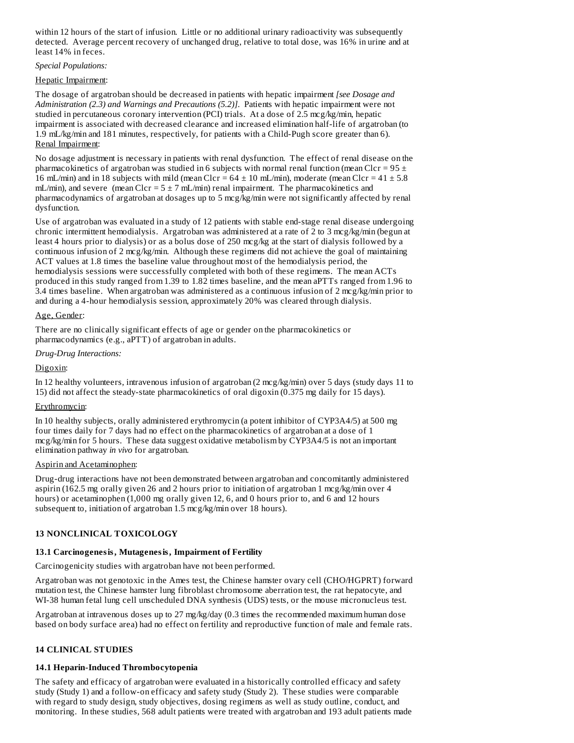within 12 hours of the start of infusion. Little or no additional urinary radioactivity was subsequently detected. Average percent recovery of unchanged drug, relative to total dose, was 16% in urine and at least 14% in feces.

*Special Populations:*

Hepatic Impairment:

The dosage of argatroban should be decreased in patients with hepatic impairment *[see Dosage and Administration (2.3) and Warnings and Precautions (5.2)].* Patients with hepatic impairment were not studied in percutaneous coronary intervention (PCI) trials. At a dose of 2.5 mcg/kg/min, hepatic impairment is associated with decreased clearance and increased elimination half-life of argatroban (to 1.9 mL/kg/min and 181 minutes, respectively, for patients with a Child-Pugh score greater than 6).

Renal Impairment:

No dosage adjustment is necessary in patients with renal dysfunction. The effect of renal disease on the pharmacokinetics of argatroban was studied in 6 subjects with normal renal function (mean Clcr = 95 ± 16 mL/min) and in 18 subjects with mild (mean Clcr = 64 ± 10 mL/min), moderate (mean Clcr = 41 ± 5.8 mL/min), and severe (mean Clcr = 5 ± 7 mL/min) renal impairment. The pharmacokinetics and pharmacodynamics of argatroban at dosages up to 5 mcg/kg/min were not significantly affected by renal dysfunction.

Use of argatroban was evaluated in a study of 12 patients with stable end-stage renal disease undergoing chronic intermittent hemodialysis. Argatroban was administered at a rate of 2 to 3 mcg/kg/min (begun at least 4 hours prior to dialysis) or as a bolus dose of 250 mcg/kg at the start of dialysis followed by a continuous infusion of 2 mcg/kg/min. Although these regimens did not achieve the goal of maintaining ACT values at 1.8 times the baseline value throughout most of the hemodialysis period, the hemodialysis sessions were successfully completed with both of these regimens. The mean ACTs produced in this study ranged from 1.39 to 1.82 times baseline, and the mean aPTTs ranged from 1.96 to 3.4 times baseline. When argatroban was administered as a continuous infusion of 2 mcg/kg/min prior to and during a 4-hour hemodialysis session, approximately 20% was cleared through dialysis.

Age, Gender:

There are no clinically significant effects of age or gender on the pharmacokinetics or pharmacodynamics (e.g., aPTT) of argatroban in adults.

*Drug-Drug Interactions:*

Digoxin:

In 12 healthy volunteers, intravenous infusion of argatroban (2 mcg/kg/min) over 5 days (study days 11 to 15) did not affect the steady-state pharmacokinetics of oral digoxin (0.375 mg daily for 15 days).

Erythromycin:

In 10 healthy subjects, orally administered erythromycin (a potent inhibitor of CYP3A4/5) at 500 mg four times daily for 7 days had no effect on the pharmacokinetics of argatroban at a dose of 1 mcg/kg/min for 5 hours. These data suggest oxidative metabolism by CYP3A4/5 is not an important elimination pathway *in vivo* for argatroban.

Aspirin and Acetaminophen:

Drug-drug interactions have not been demonstrated between argatroban and concomitantly administered aspirin (162.5 mg orally given 26 and 2 hours prior to initiation of argatroban 1 mcg/kg/min over 4 hours) or acetaminophen (1,000 mg orally given 12, 6, and 0 hours prior to, and 6 and 12 hours subsequent to, initiation of argatroban 1.5 mcg/kg/min over 18 hours).

## 13 NONCLINICAL TOXICOLOGY

### 13.1 Carcinogenesis, Mutagenesis, Impairment of Fertility

Carcinogenicity studies with argatroban have not been performed.

Argatroban was not genotoxic in the Ames test, the Chinese hamster ovary cell (CHO/HGPRT) forward mutation test, the Chinese hamster lung fibroblast chromosome aberration test, the rat hepatocyte, and WI-38 human fetal lung cell unscheduled DNA synthesis (UDS) tests, or the mouse micronucleus test.

Argatroban at intravenous doses up to 27 mg/kg/day (0.3 times the recommended maximum human dose based on body surface area) had no effect on fertility and reproductive function of male and female rats.

## 14 CLINICAL STUDIES

### 14.1 Heparin-Induced Thrombocytopenia

The safety and efficacy of argatroban were evaluated in a historically controlled efficacy and safety study (Study 1) and a follow-on efficacy and safety study (Study 2). These studies were comparable with regard to study design, study objectives, dosing regimens as well as study outline, conduct, and monitoring. In these studies, 568 adult patients were treated with argatroban and 193 adult patients made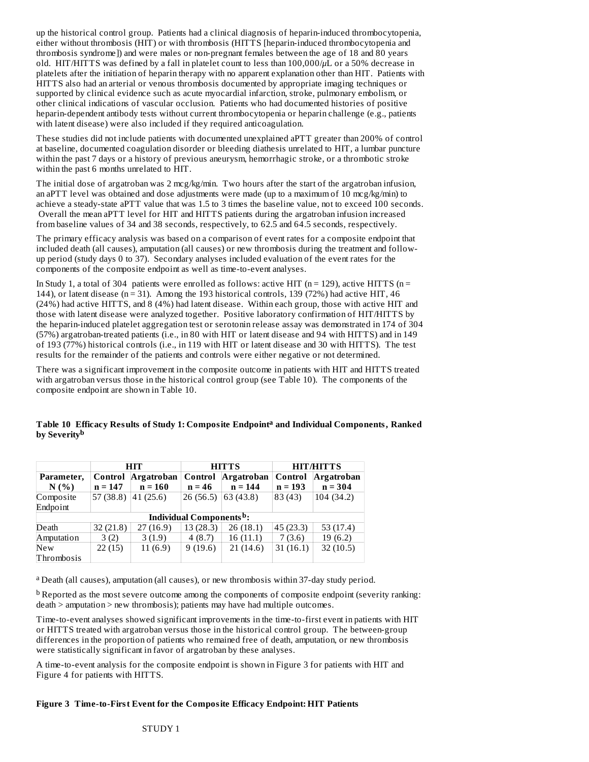up the historical control group. Patients had a clinical diagnosis of heparin-induced thrombocytopenia, either without thrombosis (HIT) or with thrombosis (HITTS [heparin-induced thrombocytopenia and thrombosis syndrome]) and were males or non-pregnant females between the age of 18 and 80 years old. HIT/HITTS was defined by a fall in platelet count to less than 100,000/μL or a 50% decrease in platelets after the initiation of heparin therapy with no apparent explanation other than HIT. Patients with HITTS also had an arterial or venous thrombosis documented by appropriate imaging techniques or supported by clinical evidence such as acute myocardial infarction, stroke, pulmonary embolism, or other clinical indications of vascular occlusion. Patients who had documented histories of positive heparin-dependent antibody tests without current thrombocytopenia or heparin challenge (e.g., patients with latent disease) were also included if they required anticoagulation.

These studies did not include patients with documented unexplained aPTT greater than 200% of control at baseline, documented coagulation disorder or bleeding diathesis unrelated to HIT, a lumbar puncture within the past 7 days or a history of previous aneurysm, hemorrhagic stroke, or a thrombotic stroke within the past 6 months unrelated to HIT.

The initial dose of argatroban was 2 mcg/kg/min. Two hours after the start of the argatroban infusion, an aPTT level was obtained and dose adjustments were made (up to a maximum of 10 mcg/kg/min) to achieve a steady-state aPTT value that was 1.5 to 3 times the baseline value, not to exceed 100 seconds. Overall the mean aPTT level for HIT and HITTS patients during the argatroban infusion increased from baseline values of 34 and 38 seconds, respectively, to 62.5 and 64.5 seconds, respectively.

The primary efficacy analysis was based on a comparison of event rates for a composite endpoint that included death (all causes), amputation (all causes) or new thrombosis during the treatment and follow-up period (study days 0 to 37). Secondary analyses included evaluation of the event rates for the components of the composite endpoint as well as time-to-event analyses.

In Study 1, a total of 304 patients were enrolled as follows: active HIT (n = 129), active HITTS (n = 144), or latent disease (n = 31). Among the 193 historical controls, 139 (72%) had active HIT, 46 (24%) had active HITTS, and 8 (4%) had latent disease. Within each group, those with active HIT and those with latent disease were analyzed together. Positive laboratory confirmation of HIT/HITTS by the heparin-induced platelet aggregation test or serotonin release assay was demonstrated in 174 of 304 (57%) argatroban-treated patients (i.e., in 80 with HIT or latent disease and 94 with HITTS) and in 149 of 193 (77%) historical controls (i.e., in 119 with HIT or latent disease and 30 with HITTS). The test results for the remainder of the patients and controls were either negative or not determined.

There was a significant improvement in the composite outcome in patients with HIT and HITTS treated with argatroban versus those in the historical control group (see Table 10). The components of the composite endpoint are shown in Table 10.

**Table 10 Efficacy Results of Study 1: Composite Endpoint[a] and Individual Components, Ranked by Severity[b]**

| | HIT | | HITTS | | HIT/HITTS | |
|---|---|---|---|---|---|---|
| **Parameter, N (%)** | **Control n = 147** | **Argatroban n = 160** | **Control n = 46** | **Argatroban n = 144** | **Control n = 193** | **Argatroban n = 304** |
| Composite Endpoint | 57 (38.8) | 41 (25.6) | 26 (56.5) | 63 (43.8) | 83 (43) | 104 (34.2) |
| **Individual Components[b]:** | | | | | | |
| Death | 32 (21.8) | 27 (16.9) | 13 (28.3) | 26 (18.1) | 45 (23.3) | 53 (17.4) |
| Amputation | 3 (2) | 3 (1.9) | 4 (8.7) | 16 (11.1) | 7 (3.6) | 19 (6.2) |
| New Thrombosis | 22 (15) | 11 (6.9) | 9 (19.6) | 21 (14.6) | 31 (16.1) | 32 (10.5) |

[a] Death (all causes), amputation (all causes), or new thrombosis within 37-day study period.

[b] Reported as the most severe outcome among the components of composite endpoint (severity ranking: death > amputation > new thrombosis); patients may have had multiple outcomes.

Time-to-event analyses showed significant improvements in the time-to-first event in patients with HIT or HITTS treated with argatroban versus those in the historical control group. The between-group differences in the proportion of patients who remained free of death, amputation, or new thrombosis were statistically significant in favor of argatroban by these analyses.

A time-to-event analysis for the composite endpoint is shown in Figure 3 for patients with HIT and Figure 4 for patients with HITTS.

**Figure 3 Time-to-First Event for the Composite Efficacy Endpoint: HIT Patients**

STUDY 1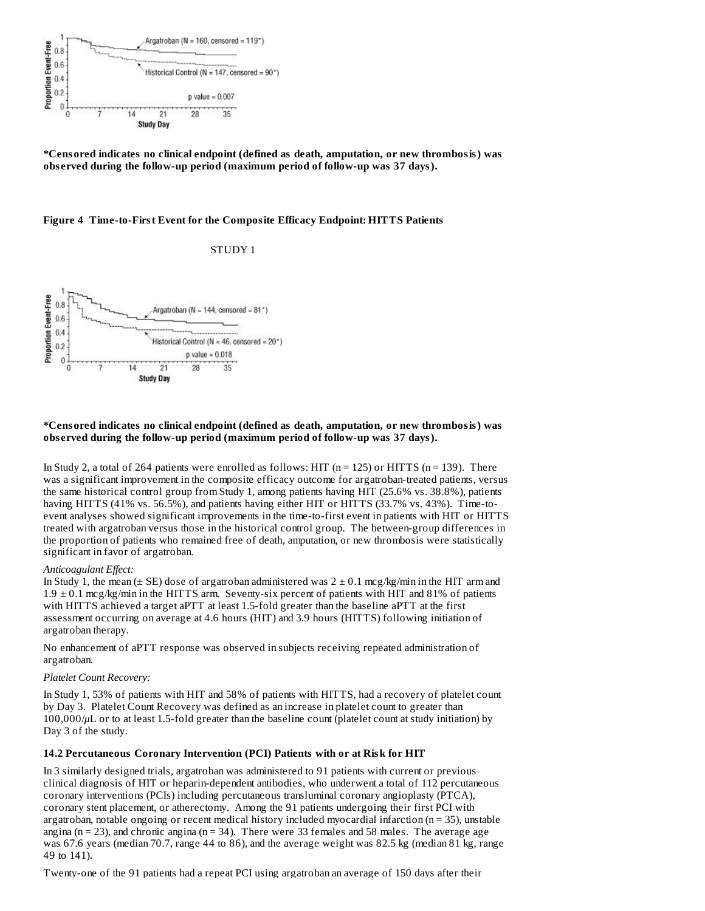*Censored indicates no clinical endpoint (defined as death, amputation, or new thrombosis) was observed during the follow-up period (maximum period of follow-up was 37 days).**

**Figure 4 Time-to-First Event for the Composite Efficacy Endpoint: HITTS Patients**

STUDY 1

**\*Censored indicates no clinical endpoint (defined as death, amputation, or new thrombosis) was observed during the follow-up period (maximum period of follow-up was 37 days).**

In Study 2, a total of 264 patients were enrolled as follows: HIT (n = 125) or HITTS (n = 139). There was a significant improvement in the composite efficacy outcome for argatroban-treated patients, versus the same historical control group from Study 1, among patients having HIT (25.6% vs. 38.8%), patients having HITTS (41% vs. 56.5%), and patients having either HIT or HITTS (33.7% vs. 43%). Time-to-event analyses showed significant improvements in the time-to-first event in patients with HIT or HITTS treated with argatroban versus those in the historical control group. The between-group differences in the proportion of patients who remained free of death, amputation, or new thrombosis were statistically significant in favor of argatroban.

*Anticoagulant Effect:*

In Study 1, the mean (± SE) dose of argatroban administered was 2 ± 0.1 mcg/kg/min in the HIT arm and 1.9 ± 0.1 mcg/kg/min in the HITTS arm. Seventy-six percent of patients with HIT and 81% of patients with HITTS achieved a target aPTT at least 1.5-fold greater than the baseline aPTT at the first assessment occurring on average at 4.6 hours (HIT) and 3.9 hours (HITTS) following initiation of argatroban therapy.

No enhancement of aPTT response was observed in subjects receiving repeated administration of argatroban.

*Platelet Count Recovery:*

In Study 1, 53% of patients with HIT and 58% of patients with HITTS, had a recovery of platelet count by Day 3. Platelet Count Recovery was defined as an increase in platelet count to greater than 100,000/μL or to at least 1.5-fold greater than the baseline count (platelet count at study initiation) by Day 3 of the study.

**14.2 Percutaneous Coronary Intervention (PCI) Patients with or at Risk for HIT**

In 3 similarly designed trials, argatroban was administered to 91 patients with current or previous clinical diagnosis of HIT or heparin-dependent antibodies, who underwent a total of 112 percutaneous coronary interventions (PCIs) including percutaneous transluminal coronary angioplasty (PTCA), coronary stent placement, or atherectomy. Among the 91 patients undergoing their first PCI with argatroban, notable ongoing or recent medical history included myocardial infarction (n = 35), unstable angina (n = 23), and chronic angina (n = 34). There were 33 females and 58 males. The average age was 67.6 years (median 70.7, range 44 to 86), and the average weight was 82.5 kg (median 81 kg, range 49 to 141).

Twenty-one of the 91 patients had a repeat PCI using argatroban an average of 150 days after their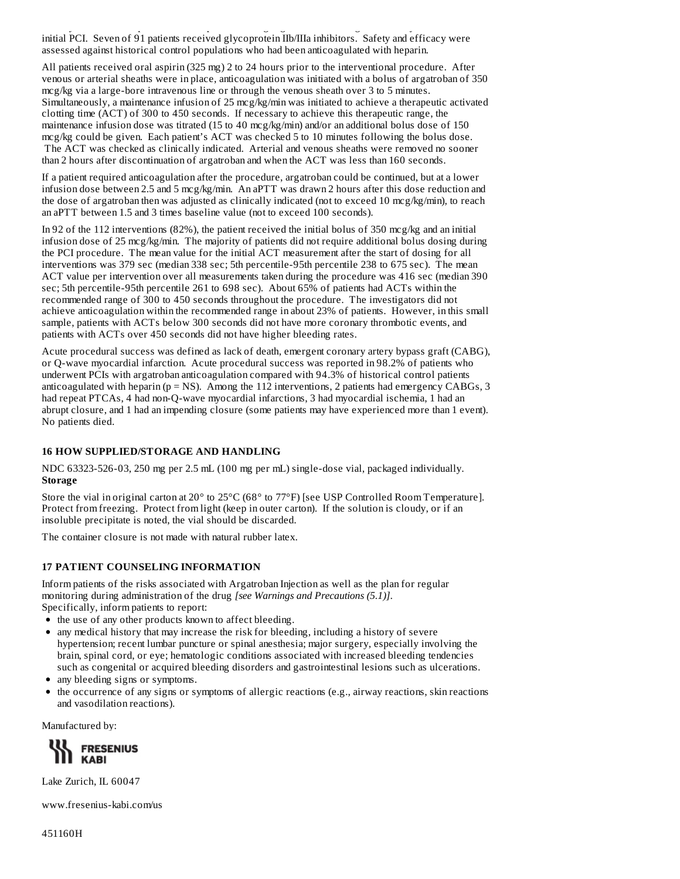initial PCI. Seven of 91 patients received glycoprotein IIb/IIIa inhibitors. Safety and efficacy were assessed against historical control populations who had been anticoagulated with heparin.

All patients received oral aspirin (325 mg) 2 to 24 hours prior to the interventional procedure. After venous or arterial sheaths were in place, anticoagulation was initiated with a bolus of argatroban of 350 mcg/kg via a large-bore intravenous line or through the venous sheath over 3 to 5 minutes. Simultaneously, a maintenance infusion of 25 mcg/kg/min was initiated to achieve a therapeutic activated clotting time (ACT) of 300 to 450 seconds. If necessary to achieve this therapeutic range, the maintenance infusion dose was titrated (15 to 40 mcg/kg/min) and/or an additional bolus dose of 150 mcg/kg could be given. Each patient's ACT was checked 5 to 10 minutes following the bolus dose. The ACT was checked as clinically indicated. Arterial and venous sheaths were removed no sooner than 2 hours after discontinuation of argatroban and when the ACT was less than 160 seconds.

If a patient required anticoagulation after the procedure, argatroban could be continued, but at a lower infusion dose between 2.5 and 5 mcg/kg/min. An aPTT was drawn 2 hours after this dose reduction and the dose of argatroban then was adjusted as clinically indicated (not to exceed 10 mcg/kg/min), to reach an aPTT between 1.5 and 3 times baseline value (not to exceed 100 seconds).

In 92 of the 112 interventions (82%), the patient received the initial bolus of 350 mcg/kg and an initial infusion dose of 25 mcg/kg/min. The majority of patients did not require additional bolus dosing during the PCI procedure. The mean value for the initial ACT measurement after the start of dosing for all interventions was 379 sec (median 338 sec; 5th percentile-95th percentile 238 to 675 sec). The mean ACT value per intervention over all measurements taken during the procedure was 416 sec (median 390 sec; 5th percentile-95th percentile 261 to 698 sec). About 65% of patients had ACTs within the recommended range of 300 to 450 seconds throughout the procedure. The investigators did not achieve anticoagulation within the recommended range in about 23% of patients. However, in this small sample, patients with ACTs below 300 seconds did not have more coronary thrombotic events, and patients with ACTs over 450 seconds did not have higher bleeding rates.

Acute procedural success was defined as lack of death, emergent coronary artery bypass graft (CABG), or Q-wave myocardial infarction. Acute procedural success was reported in 98.2% of patients who underwent PCIs with argatroban anticoagulation compared with 94.3% of historical control patients anticoagulated with heparin (p = NS). Among the 112 interventions, 2 patients had emergency CABGs, 3 had repeat PTCAs, 4 had non-Q-wave myocardial infarctions, 3 had myocardial ischemia, 1 had an abrupt closure, and 1 had an impending closure (some patients may have experienced more than 1 event). No patients died.

## 16 HOW SUPPLIED/STORAGE AND HANDLING

NDC 63323-526-03, 250 mg per 2.5 mL (100 mg per mL) single-dose vial, packaged individually.

**Storage**

Store the vial in original carton at 20° to 25°C (68° to 77°F) [see USP Controlled Room Temperature]. Protect from freezing. Protect from light (keep in outer carton). If the solution is cloudy, or if an insoluble precipitate is noted, the vial should be discarded.

The container closure is not made with natural rubber latex.

## 17 PATIENT COUNSELING INFORMATION

Inform patients of the risks associated with Argatroban Injection as well as the plan for regular monitoring during administration of the drug *[see Warnings and Precautions (5.1)]*.
Specifically, inform patients to report:

- the use of any other products known to affect bleeding.
- any medical history that may increase the risk for bleeding, including a history of severe hypertension; recent lumbar puncture or spinal anesthesia; major surgery, especially involving the brain, spinal cord, or eye; hematologic conditions associated with increased bleeding tendencies such as congenital or acquired bleeding disorders and gastrointestinal lesions such as ulcerations.
- any bleeding signs or symptoms.
- the occurrence of any signs or symptoms of allergic reactions (e.g., airway reactions, skin reactions and vasodilation reactions).

Manufactured by:

FRESENIUS KABI

Lake Zurich, IL 60047

www.fresenius-kabi.com/us

451160H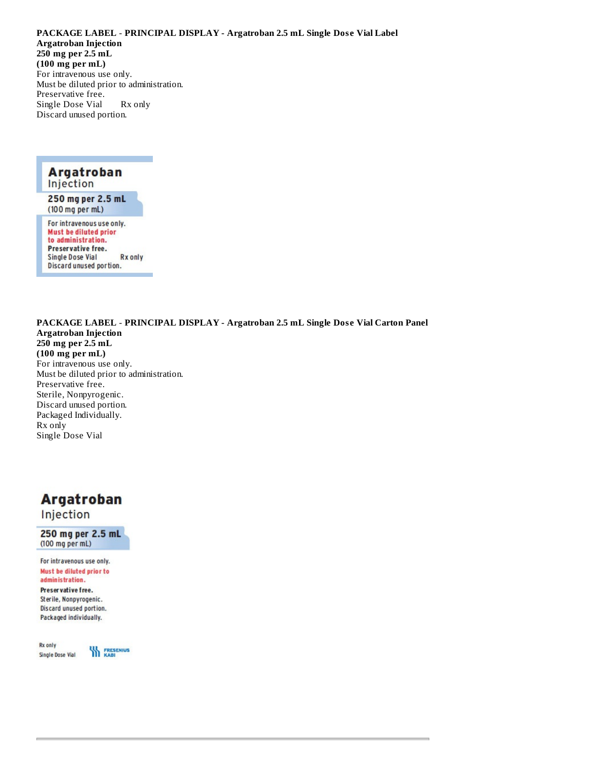**PACKAGE LABEL - PRINCIPAL DISPLAY - Argatroban 2.5 mL Single Dose Vial Label**

**Argatroban Injection**

**250 mg per 2.5 mL**

**(100 mg per mL)**

For intravenous use only.

Must be diluted prior to administration.

Preservative free.

Single Dose Vial     Rx only

Discard unused portion.

**Argatroban**
Injection

**250 mg per 2.5 mL**
(100 mg per mL)

For intravenous use only.
**Must be diluted prior to administration.**
**Preservative free.**
Single Dose Vial     Rx only
Discard unused portion.

**PACKAGE LABEL - PRINCIPAL DISPLAY - Argatroban 2.5 mL Single Dose Vial Carton Panel**

**Argatroban Injection**

**250 mg per 2.5 mL**

**(100 mg per mL)**

For intravenous use only.

Must be diluted prior to administration.

Preservative free.

Sterile, Nonpyrogenic.

Discard unused portion.

Packaged Individually.

Rx only

Single Dose Vial

**Argatroban**
Injection

**250 mg per 2.5 mL**
(100 mg per mL)

For intravenous use only.
**Must be diluted prior to administration.**
**Preservative free.**
Sterile, Nonpyrogenic.
Discard unused portion.
Packaged individually.

Rx only
Single Dose Vial

FRESENIUS KABI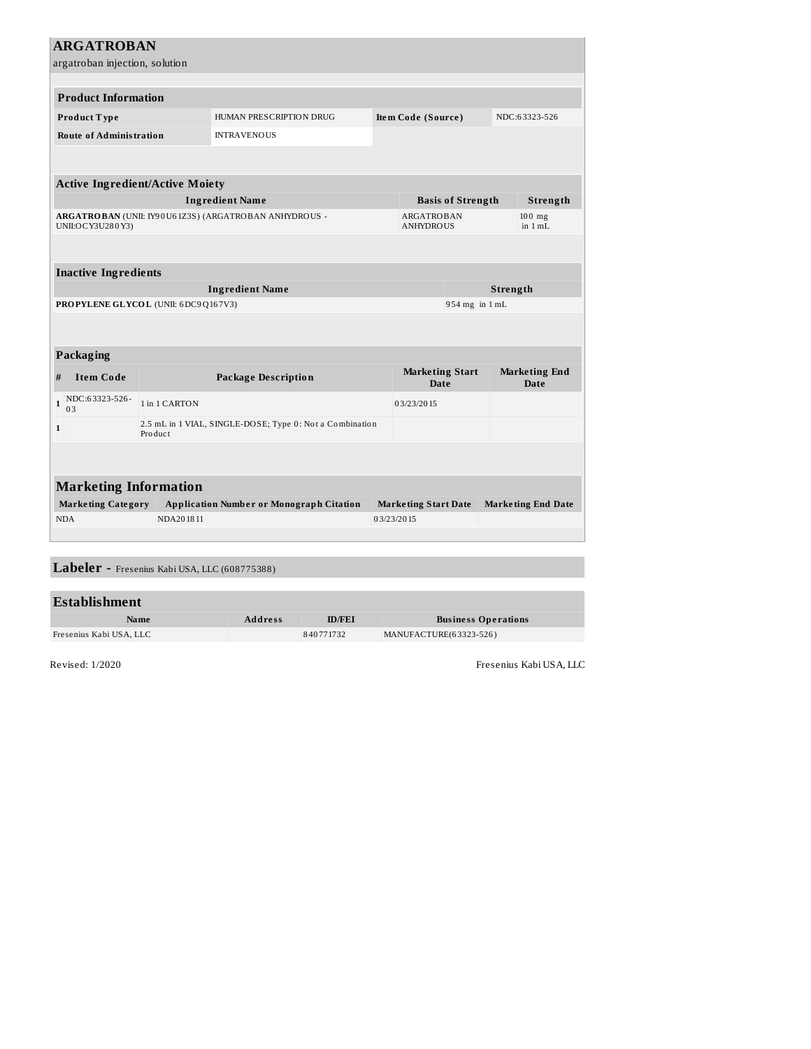# ARGATROBAN

argatroban injection, solution

| Product Information | | | |
|---|---|---|---|
| Product Type | HUMAN PRESCRIPTION DRUG | Item Code (Source) | NDC:63323-526 |
| Route of Administration | INTRAVENOUS | | |

| Active Ingredient/Active Moiety | | |
|---|---|---|
| Ingredient Name | Basis of Strength | Strength |
| ARGATROBAN (UNII: IY90U61Z3S) (ARGATROBAN ANHYDROUS - UNII:OCY3U280Y3) | ARGATROBAN ANHYDROUS | 100 mg in 1 mL |

| Inactive Ingredients | |
|---|---|
| Ingredient Name | Strength |
| PROPYLENE GLYCOL (UNII: 6DC9Q167V3) | 954 mg in 1 mL |

| Packaging | | | | |
|---|---|---|---|---|
| # | Item Code | Package Description | Marketing Start Date | Marketing End Date |
| 1 | NDC:63323-526-03 | 1 in 1 CARTON | 03/23/2015 | |
| 1 | | 2.5 mL in 1 VIAL, SINGLE-DOSE; Type 0: Not a Combination Product | | |

| Marketing Information | | | |
|---|---|---|---|
| Marketing Category | Application Number or Monograph Citation | Marketing Start Date | Marketing End Date |
| NDA | NDA201811 | 03/23/2015 | |

**Labeler -** Fresenius Kabi USA, LLC (608775388)

| Establishment | | | |
|---|---|---|---|
| Name | Address | ID/FEI | Business Operations |
| Fresenius Kabi USA, LLC | | 840771732 | MANUFACTURE(63323-526) |

Revised: 1/2020

Fresenius Kabi USA, LLC